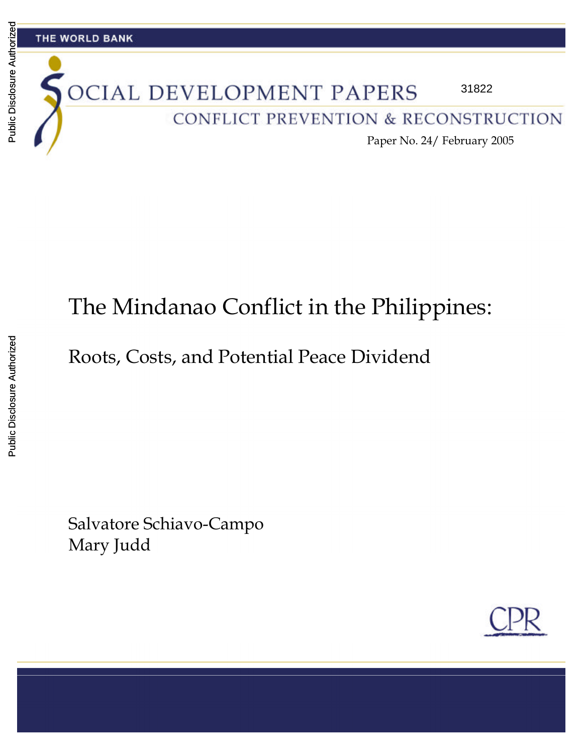THE WORLD BANK

SOCIAL DEVELOPMENT PAPERS

31822

CONFLICT PREVENTION & RECONSTRUCTION

Paper No. 24/ February 2005

# The Mindanao Conflict in the Philippines:

## Roots, Costs, and Potential Peace Dividend

Salvatore Schiavo-Campo
Mary Judd

CPR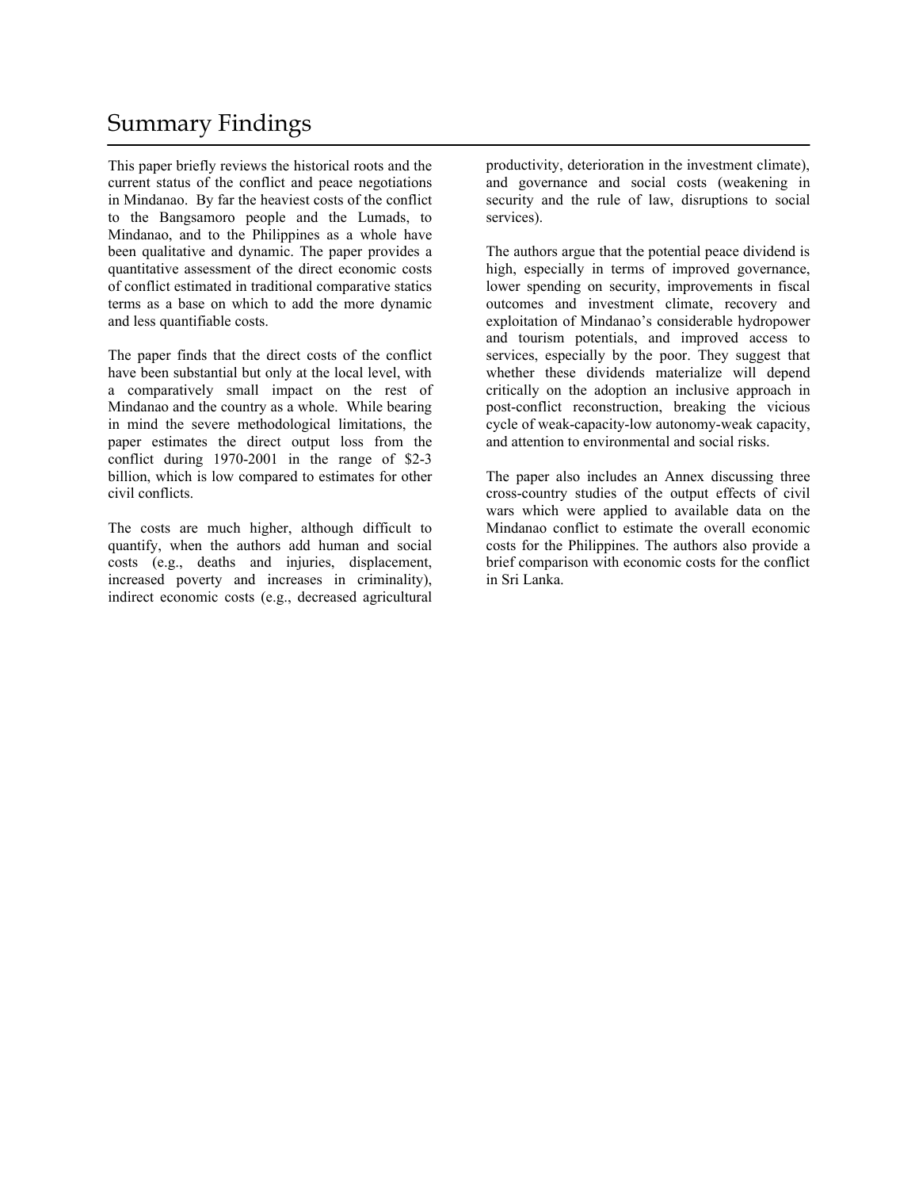# Summary Findings

This paper briefly reviews the historical roots and the current status of the conflict and peace negotiations in Mindanao. By far the heaviest costs of the conflict to the Bangsamoro people and the Lumads, to Mindanao, and to the Philippines as a whole have been qualitative and dynamic. The paper provides a quantitative assessment of the direct economic costs of conflict estimated in traditional comparative statics terms as a base on which to add the more dynamic and less quantifiable costs.

The paper finds that the direct costs of the conflict have been substantial but only at the local level, with a comparatively small impact on the rest of Mindanao and the country as a whole. While bearing in mind the severe methodological limitations, the paper estimates the direct output loss from the conflict during 1970-2001 in the range of $2-3 billion, which is low compared to estimates for other civil conflicts.

The costs are much higher, although difficult to quantify, when the authors add human and social costs (e.g., deaths and injuries, displacement, increased poverty and increases in criminality), indirect economic costs (e.g., decreased agricultural productivity, deterioration in the investment climate), and governance and social costs (weakening in security and the rule of law, disruptions to social services).

The authors argue that the potential peace dividend is high, especially in terms of improved governance, lower spending on security, improvements in fiscal outcomes and investment climate, recovery and exploitation of Mindanao's considerable hydropower and tourism potentials, and improved access to services, especially by the poor. They suggest that whether these dividends materialize will depend critically on the adoption an inclusive approach in post-conflict reconstruction, breaking the vicious cycle of weak-capacity-low autonomy-weak capacity, and attention to environmental and social risks.

The paper also includes an Annex discussing three cross-country studies of the output effects of civil wars which were applied to available data on the Mindanao conflict to estimate the overall economic costs for the Philippines. The authors also provide a brief comparison with economic costs for the conflict in Sri Lanka.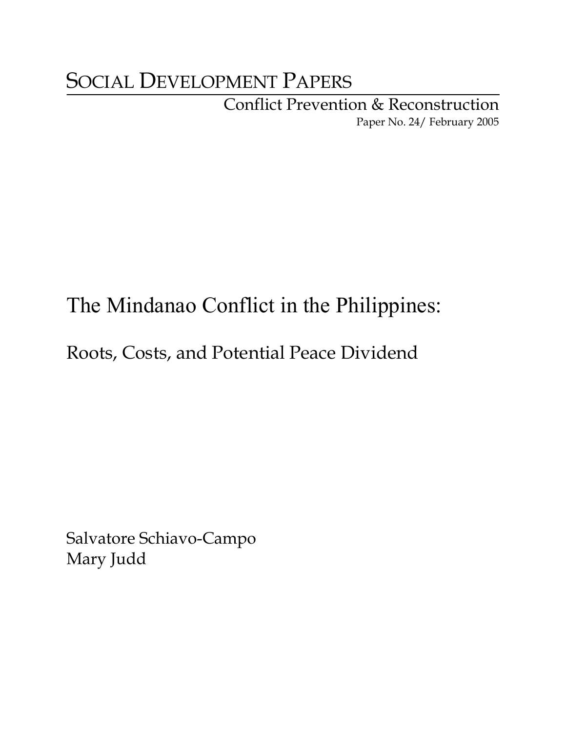# SOCIAL DEVELOPMENT PAPERS

Conflict Prevention & Reconstruction

Paper No. 24/ February 2005

# The Mindanao Conflict in the Philippines:

## Roots, Costs, and Potential Peace Dividend

Salvatore Schiavo-Campo

Mary Judd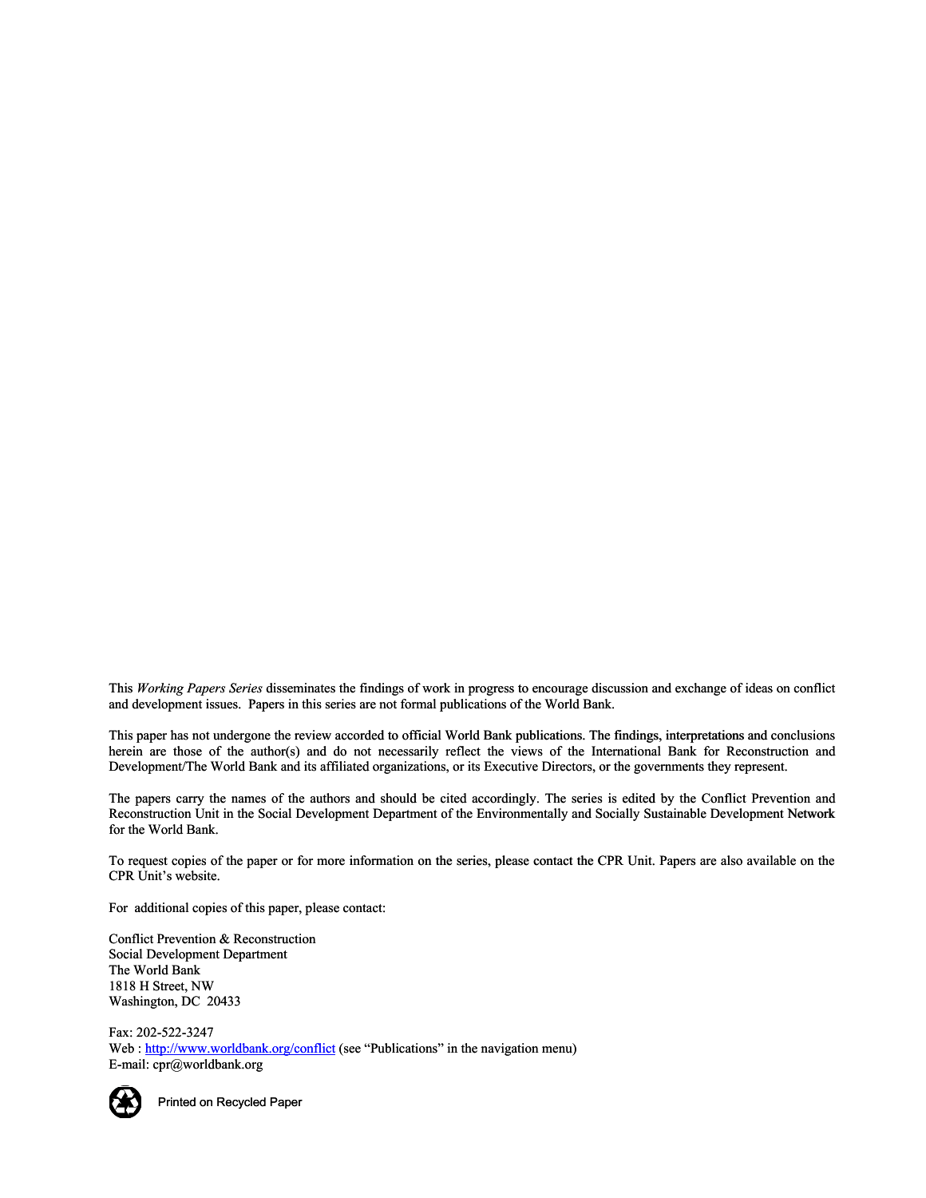This *Working Papers Series* disseminates the findings of work in progress to encourage discussion and exchange of ideas on conflict and development issues. Papers in this series are not formal publications of the World Bank.

This paper has not undergone the review accorded to official World Bank publications. The findings, interpretations and conclusions herein are those of the author(s) and do not necessarily reflect the views of the International Bank for Reconstruction and Development/The World Bank and its affiliated organizations, or its Executive Directors, or the governments they represent.

The papers carry the names of the authors and should be cited accordingly. The series is edited by the Conflict Prevention and Reconstruction Unit in the Social Development Department of the Environmentally and Socially Sustainable Development Network for the World Bank.

To request copies of the paper or for more information on the series, please contact the CPR Unit. Papers are also available on the CPR Unit's website.

For additional copies of this paper, please contact:

Conflict Prevention & Reconstruction
Social Development Department
The World Bank
1818 H Street, NW
Washington, DC 20433

Fax: 202-522-3247
Web : http://www.worldbank.org/conflict (see "Publications" in the navigation menu)
E-mail: cpr@worldbank.org

Printed on Recycled Paper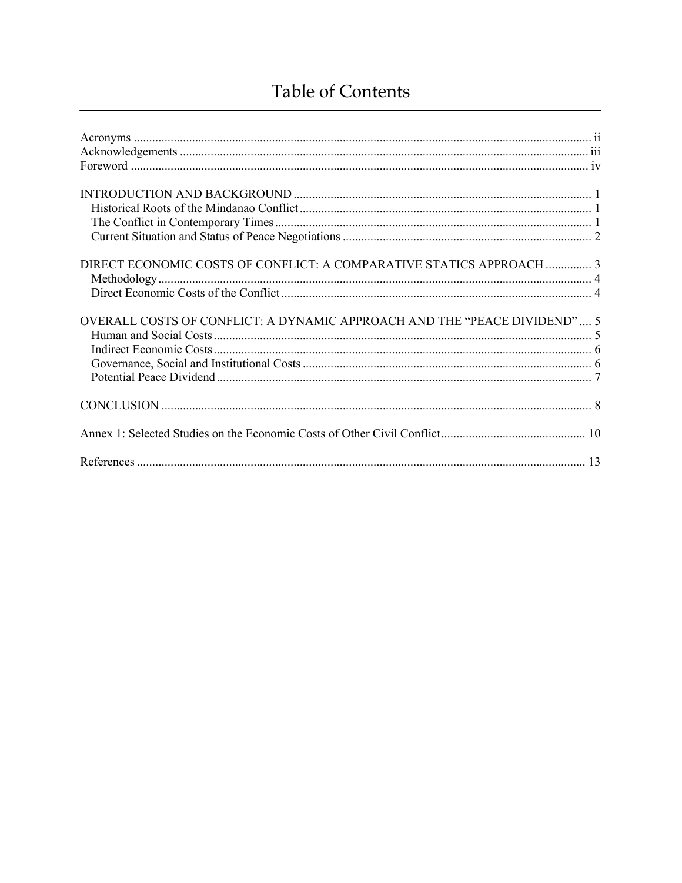# Table of Contents

Acronyms ii
Acknowledgements iii
Foreword iv

INTRODUCTION AND BACKGROUND 1
- Historical Roots of the Mindanao Conflict 1
- The Conflict in Contemporary Times 1
- Current Situation and Status of Peace Negotiations 2

DIRECT ECONOMIC COSTS OF CONFLICT: A COMPARATIVE STATICS APPROACH 3
- Methodology 4
- Direct Economic Costs of the Conflict 4

OVERALL COSTS OF CONFLICT: A DYNAMIC APPROACH AND THE "PEACE DIVIDEND" 5
- Human and Social Costs 5
- Indirect Economic Costs 6
- Governance, Social and Institutional Costs 6
- Potential Peace Dividend 7

CONCLUSION 8

Annex 1: Selected Studies on the Economic Costs of Other Civil Conflict 10

References 13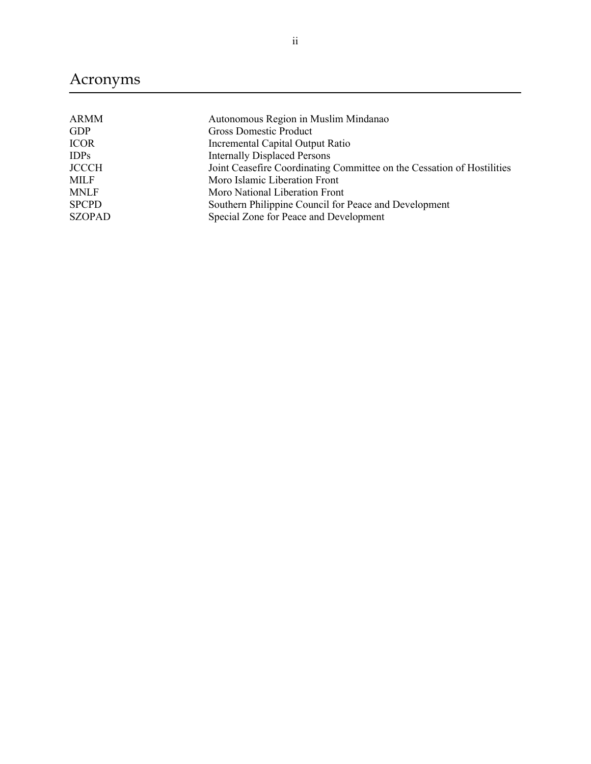# Acronyms

| | |
|---|---|
| ARMM | Autonomous Region in Muslim Mindanao |
| GDP | Gross Domestic Product |
| ICOR | Incremental Capital Output Ratio |
| IDPs | Internally Displaced Persons |
| JCCCH | Joint Ceasefire Coordinating Committee on the Cessation of Hostilities |
| MILF | Moro Islamic Liberation Front |
| MNLF | Moro National Liberation Front |
| SPCPD | Southern Philippine Council for Peace and Development |
| SZOPAD | Special Zone for Peace and Development |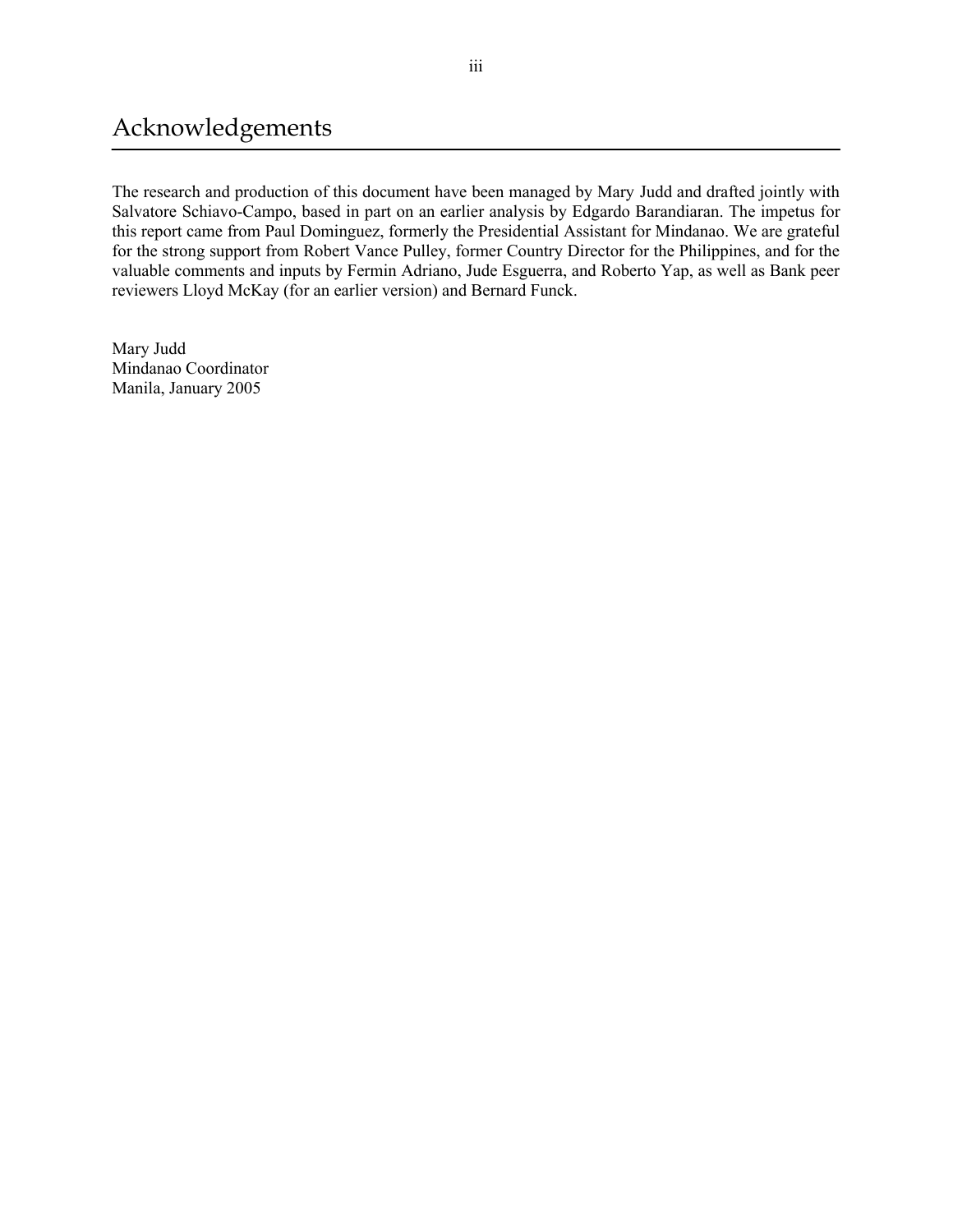# Acknowledgements

The research and production of this document have been managed by Mary Judd and drafted jointly with Salvatore Schiavo-Campo, based in part on an earlier analysis by Edgardo Barandiaran. The impetus for this report came from Paul Dominguez, formerly the Presidential Assistant for Mindanao. We are grateful for the strong support from Robert Vance Pulley, former Country Director for the Philippines, and for the valuable comments and inputs by Fermin Adriano, Jude Esguerra, and Roberto Yap, as well as Bank peer reviewers Lloyd McKay (for an earlier version) and Bernard Funck.

Mary Judd
Mindanao Coordinator
Manila, January 2005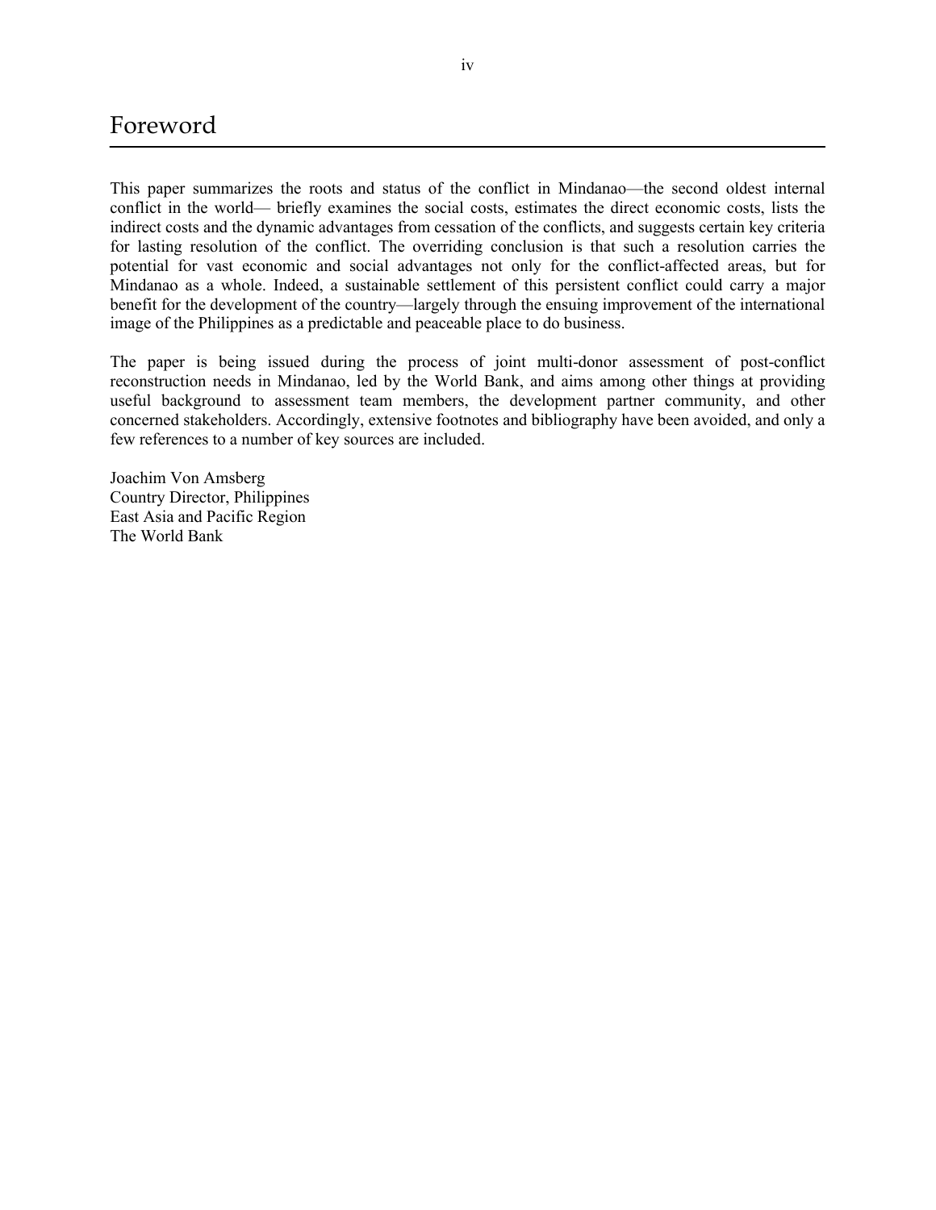# Foreword

This paper summarizes the roots and status of the conflict in Mindanao—the second oldest internal conflict in the world— briefly examines the social costs, estimates the direct economic costs, lists the indirect costs and the dynamic advantages from cessation of the conflicts, and suggests certain key criteria for lasting resolution of the conflict. The overriding conclusion is that such a resolution carries the potential for vast economic and social advantages not only for the conflict-affected areas, but for Mindanao as a whole. Indeed, a sustainable settlement of this persistent conflict could carry a major benefit for the development of the country—largely through the ensuing improvement of the international image of the Philippines as a predictable and peaceable place to do business.

The paper is being issued during the process of joint multi-donor assessment of post-conflict reconstruction needs in Mindanao, led by the World Bank, and aims among other things at providing useful background to assessment team members, the development partner community, and other concerned stakeholders. Accordingly, extensive footnotes and bibliography have been avoided, and only a few references to a number of key sources are included.

Joachim Von Amsberg
Country Director, Philippines
East Asia and Pacific Region
The World Bank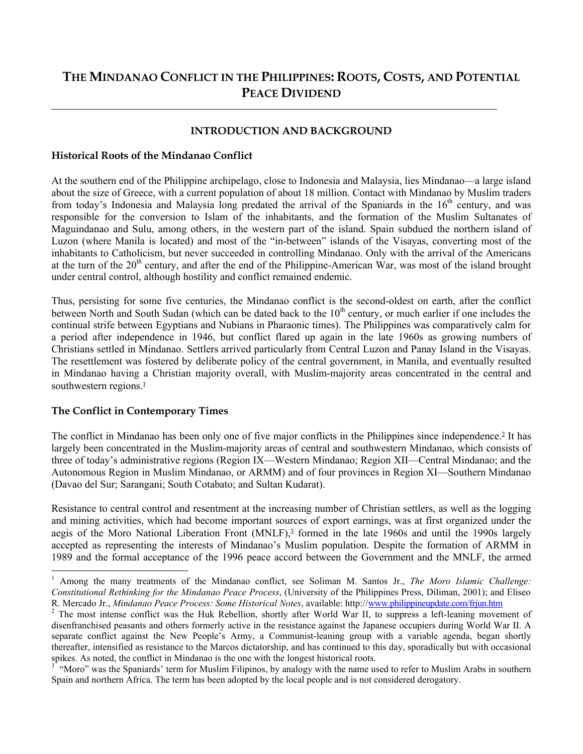# THE MINDANAO CONFLICT IN THE PHILIPPINES: ROOTS, COSTS, AND POTENTIAL PEACE DIVIDEND

## INTRODUCTION AND BACKGROUND

### Historical Roots of the Mindanao Conflict

At the southern end of the Philippine archipelago, close to Indonesia and Malaysia, lies Mindanao—a large island about the size of Greece, with a current population of about 18 million. Contact with Mindanao by Muslim traders from today's Indonesia and Malaysia long predated the arrival of the Spaniards in the 16th century, and was responsible for the conversion to Islam of the inhabitants, and the formation of the Muslim Sultanates of Maguindanao and Sulu, among others, in the western part of the island. Spain subdued the northern island of Luzon (where Manila is located) and most of the "in-between" islands of the Visayas, converting most of the inhabitants to Catholicism, but never succeeded in controlling Mindanao. Only with the arrival of the Americans at the turn of the 20th century, and after the end of the Philippine-American War, was most of the island brought under central control, although hostility and conflict remained endemic.

Thus, persisting for some five centuries, the Mindanao conflict is the second-oldest on earth, after the conflict between North and South Sudan (which can be dated back to the 10th century, or much earlier if one includes the continual strife between Egyptians and Nubians in Pharaonic times). The Philippines was comparatively calm for a period after independence in 1946, but conflict flared up again in the late 1960s as growing numbers of Christians settled in Mindanao. Settlers arrived particularly from Central Luzon and Panay Island in the Visayas. The resettlement was fostered by deliberate policy of the central government, in Manila, and eventually resulted in Mindanao having a Christian majority overall, with Muslim-majority areas concentrated in the central and southwestern regions.[1]

### The Conflict in Contemporary Times

The conflict in Mindanao has been only one of five major conflicts in the Philippines since independence.[2] It has largely been concentrated in the Muslim-majority areas of central and southwestern Mindanao, which consists of three of today's administrative regions (Region IX—Western Mindanao; Region XII—Central Mindanao; and the Autonomous Region in Muslim Mindanao, or ARMM) and of four provinces in Region XI—Southern Mindanao (Davao del Sur; Sarangani; South Cotabato; and Sultan Kudarat).

Resistance to central control and resentment at the increasing number of Christian settlers, as well as the logging and mining activities, which had become important sources of export earnings, was at first organized under the aegis of the Moro National Liberation Front (MNLF),[3] formed in the late 1960s and until the 1990s largely accepted as representing the interests of Mindanao's Muslim population. Despite the formation of ARMM in 1989 and the formal acceptance of the 1996 peace accord between the Government and the MNLF, the armed

---

[1] Among the many treatments of the Mindanao conflict, see Soliman M. Santos Jr., *The Moro Islamic Challenge: Constitutional Rethinking for the Mindanao Peace Process*, (University of the Philippines Press, Diliman, 2001); and Eliseo R. Mercado Jr., *Mindanao Peace Process: Some Historical Notes*, available: http://www.philippineupdate.com/frjun.htm

[2] The most intense conflict was the Huk Rebellion, shortly after World War II, to suppress a left-leaning movement of disenfranchised peasants and others formerly active in the resistance against the Japanese occupiers during World War II. A separate conflict against the New People's Army, a Communist-leaning group with a variable agenda, began shortly thereafter, intensified as resistance to the Marcos dictatorship, and has continued to this day, sporadically but with occasional spikes. As noted, the conflict in Mindanao is the one with the longest historical roots.

[3] "Moro" was the Spaniards' term for Muslim Filipinos, by analogy with the name used to refer to Muslim Arabs in southern Spain and northern Africa. The term has been adopted by the local people and is not considered derogatory.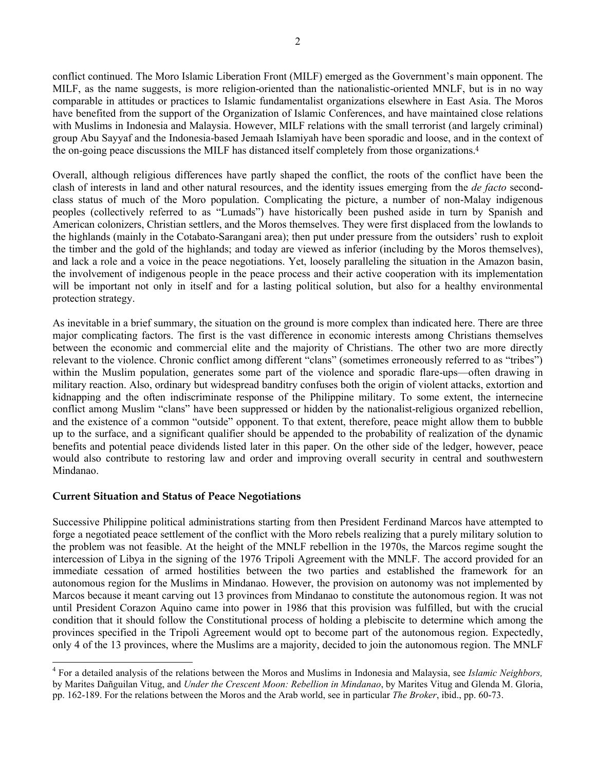conflict continued. The Moro Islamic Liberation Front (MILF) emerged as the Government's main opponent. The MILF, as the name suggests, is more religion-oriented than the nationalistic-oriented MNLF, but is in no way comparable in attitudes or practices to Islamic fundamentalist organizations elsewhere in East Asia. The Moros have benefited from the support of the Organization of Islamic Conferences, and have maintained close relations with Muslims in Indonesia and Malaysia. However, MILF relations with the small terrorist (and largely criminal) group Abu Sayyaf and the Indonesia-based Jemaah Islamiyah have been sporadic and loose, and in the context of the on-going peace discussions the MILF has distanced itself completely from those organizations.[4]

Overall, although religious differences have partly shaped the conflict, the roots of the conflict have been the clash of interests in land and other natural resources, and the identity issues emerging from the *de facto* second-class status of much of the Moro population. Complicating the picture, a number of non-Malay indigenous peoples (collectively referred to as "Lumads") have historically been pushed aside in turn by Spanish and American colonizers, Christian settlers, and the Moros themselves. They were first displaced from the lowlands to the highlands (mainly in the Cotabato-Sarangani area); then put under pressure from the outsiders' rush to exploit the timber and the gold of the highlands; and today are viewed as inferior (including by the Moros themselves), and lack a role and a voice in the peace negotiations. Yet, loosely paralleling the situation in the Amazon basin, the involvement of indigenous people in the peace process and their active cooperation with its implementation will be important not only in itself and for a lasting political solution, but also for a healthy environmental protection strategy.

As inevitable in a brief summary, the situation on the ground is more complex than indicated here. There are three major complicating factors. The first is the vast difference in economic interests among Christians themselves between the economic and commercial elite and the majority of Christians. The other two are more directly relevant to the violence. Chronic conflict among different "clans" (sometimes erroneously referred to as "tribes") within the Muslim population, generates some part of the violence and sporadic flare-ups—often drawing in military reaction. Also, ordinary but widespread banditry confuses both the origin of violent attacks, extortion and kidnapping and the often indiscriminate response of the Philippine military. To some extent, the internecine conflict among Muslim "clans" have been suppressed or hidden by the nationalist-religious organized rebellion, and the existence of a common "outside" opponent. To that extent, therefore, peace might allow them to bubble up to the surface, and a significant qualifier should be appended to the probability of realization of the dynamic benefits and potential peace dividends listed later in this paper. On the other side of the ledger, however, peace would also contribute to restoring law and order and improving overall security in central and southwestern Mindanao.

### Current Situation and Status of Peace Negotiations

Successive Philippine political administrations starting from then President Ferdinand Marcos have attempted to forge a negotiated peace settlement of the conflict with the Moro rebels realizing that a purely military solution to the problem was not feasible. At the height of the MNLF rebellion in the 1970s, the Marcos regime sought the intercession of Libya in the signing of the 1976 Tripoli Agreement with the MNLF. The accord provided for an immediate cessation of armed hostilities between the two parties and established the framework for an autonomous region for the Muslims in Mindanao. However, the provision on autonomy was not implemented by Marcos because it meant carving out 13 provinces from Mindanao to constitute the autonomous region. It was not until President Corazon Aquino came into power in 1986 that this provision was fulfilled, but with the crucial condition that it should follow the Constitutional process of holding a plebiscite to determine which among the provinces specified in the Tripoli Agreement would opt to become part of the autonomous region. Expectedly, only 4 of the 13 provinces, where the Muslims are a majority, decided to join the autonomous region. The MNLF

---

[4] For a detailed analysis of the relations between the Moros and Muslims in Indonesia and Malaysia, see *Islamic Neighbors,* by Marites Dañguilan Vitug, and *Under the Crescent Moon: Rebellion in Mindanao*, by Marites Vitug and Glenda M. Gloria, pp. 162-189. For the relations between the Moros and the Arab world, see in particular *The Broker*, ibid., pp. 60-73.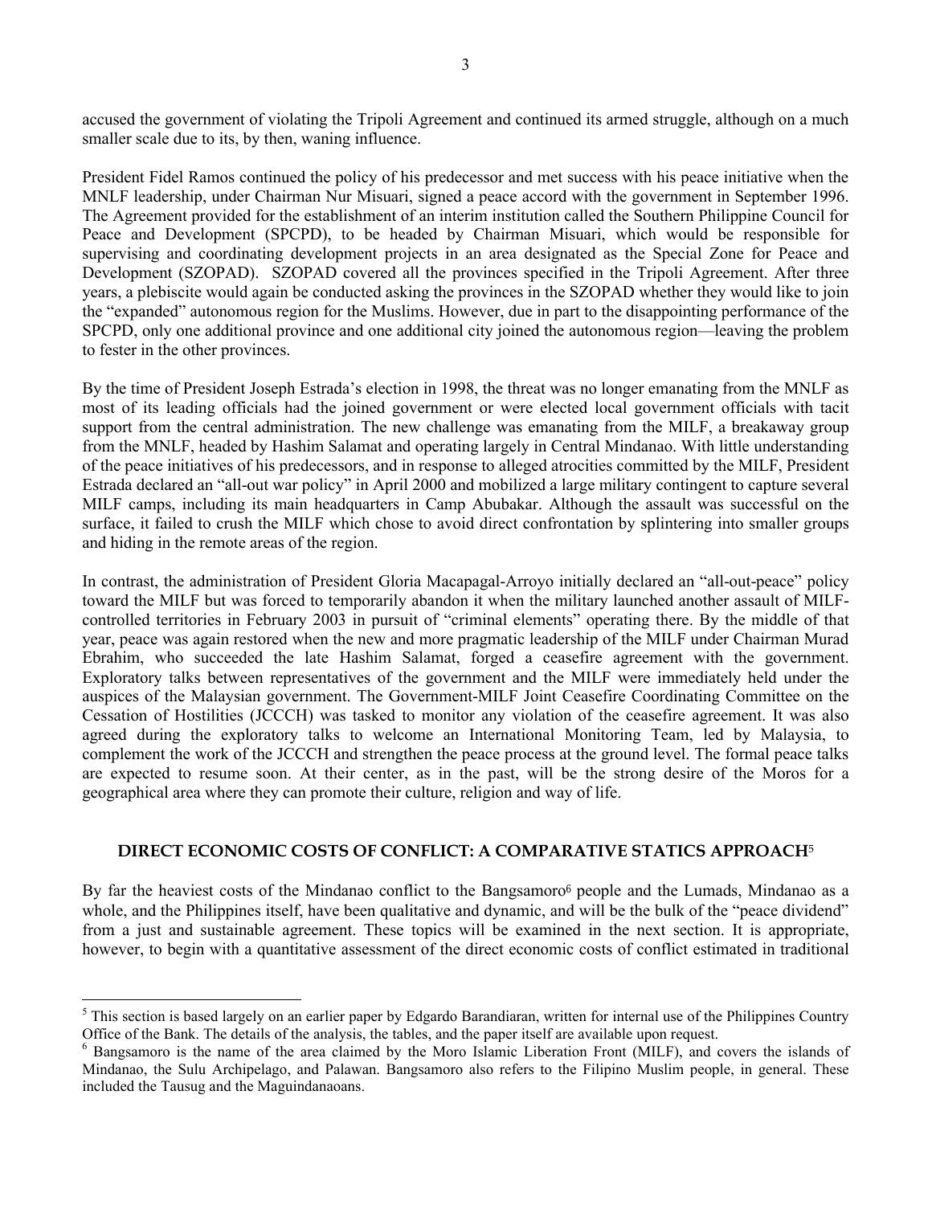accused the government of violating the Tripoli Agreement and continued its armed struggle, although on a much smaller scale due to its, by then, waning influence.

President Fidel Ramos continued the policy of his predecessor and met success with his peace initiative when the MNLF leadership, under Chairman Nur Misuari, signed a peace accord with the government in September 1996. The Agreement provided for the establishment of an interim institution called the Southern Philippine Council for Peace and Development (SPCPD), to be headed by Chairman Misuari, which would be responsible for supervising and coordinating development projects in an area designated as the Special Zone for Peace and Development (SZOPAD). SZOPAD covered all the provinces specified in the Tripoli Agreement. After three years, a plebiscite would again be conducted asking the provinces in the SZOPAD whether they would like to join the "expanded" autonomous region for the Muslims. However, due in part to the disappointing performance of the SPCPD, only one additional province and one additional city joined the autonomous region—leaving the problem to fester in the other provinces.

By the time of President Joseph Estrada's election in 1998, the threat was no longer emanating from the MNLF as most of its leading officials had the joined government or were elected local government officials with tacit support from the central administration. The new challenge was emanating from the MILF, a breakaway group from the MNLF, headed by Hashim Salamat and operating largely in Central Mindanao. With little understanding of the peace initiatives of his predecessors, and in response to alleged atrocities committed by the MILF, President Estrada declared an "all-out war policy" in April 2000 and mobilized a large military contingent to capture several MILF camps, including its main headquarters in Camp Abubakar. Although the assault was successful on the surface, it failed to crush the MILF which chose to avoid direct confrontation by splintering into smaller groups and hiding in the remote areas of the region.

In contrast, the administration of President Gloria Macapagal-Arroyo initially declared an "all-out-peace" policy toward the MILF but was forced to temporarily abandon it when the military launched another assault of MILF-controlled territories in February 2003 in pursuit of "criminal elements" operating there. By the middle of that year, peace was again restored when the new and more pragmatic leadership of the MILF under Chairman Murad Ebrahim, who succeeded the late Hashim Salamat, forged a ceasefire agreement with the government. Exploratory talks between representatives of the government and the MILF were immediately held under the auspices of the Malaysian government. The Government-MILF Joint Ceasefire Coordinating Committee on the Cessation of Hostilities (JCCCH) was tasked to monitor any violation of the ceasefire agreement. It was also agreed during the exploratory talks to welcome an International Monitoring Team, led by Malaysia, to complement the work of the JCCCH and strengthen the peace process at the ground level. The formal peace talks are expected to resume soon. At their center, as in the past, will be the strong desire of the Moros for a geographical area where they can promote their culture, religion and way of life.

## DIRECT ECONOMIC COSTS OF CONFLICT: A COMPARATIVE STATICS APPROACH[5]

By far the heaviest costs of the Mindanao conflict to the Bangsamoro[6] people and the Lumads, Mindanao as a whole, and the Philippines itself, have been qualitative and dynamic, and will be the bulk of the "peace dividend" from a just and sustainable agreement. These topics will be examined in the next section. It is appropriate, however, to begin with a quantitative assessment of the direct economic costs of conflict estimated in traditional

[5] This section is based largely on an earlier paper by Edgardo Barandiaran, written for internal use of the Philippines Country Office of the Bank. The details of the analysis, the tables, and the paper itself are available upon request.

[6] Bangsamoro is the name of the area claimed by the Moro Islamic Liberation Front (MILF), and covers the islands of Mindanao, the Sulu Archipelago, and Palawan. Bangsamoro also refers to the Filipino Muslim people, in general. These included the Tausug and the Maguindanaoans.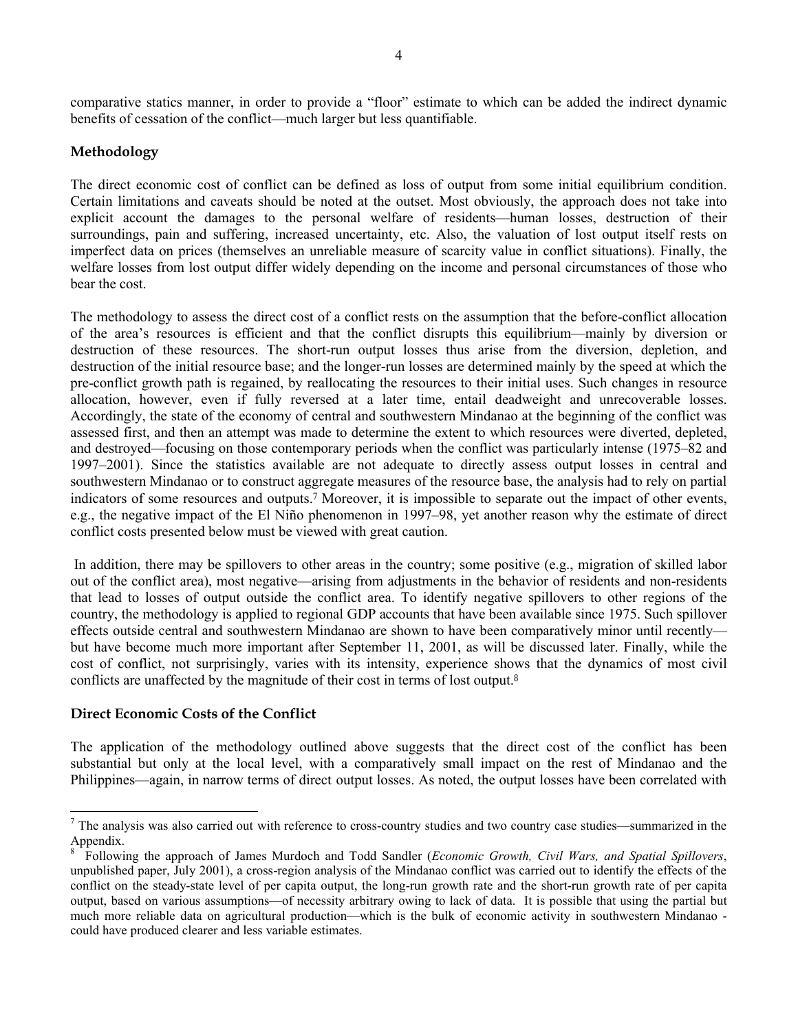comparative statics manner, in order to provide a "floor" estimate to which can be added the indirect dynamic benefits of cessation of the conflict—much larger but less quantifiable.

## Methodology

The direct economic cost of conflict can be defined as loss of output from some initial equilibrium condition. Certain limitations and caveats should be noted at the outset. Most obviously, the approach does not take into explicit account the damages to the personal welfare of residents—human losses, destruction of their surroundings, pain and suffering, increased uncertainty, etc. Also, the valuation of lost output itself rests on imperfect data on prices (themselves an unreliable measure of scarcity value in conflict situations). Finally, the welfare losses from lost output differ widely depending on the income and personal circumstances of those who bear the cost.

The methodology to assess the direct cost of a conflict rests on the assumption that the before-conflict allocation of the area's resources is efficient and that the conflict disrupts this equilibrium—mainly by diversion or destruction of these resources. The short-run output losses thus arise from the diversion, depletion, and destruction of the initial resource base; and the longer-run losses are determined mainly by the speed at which the pre-conflict growth path is regained, by reallocating the resources to their initial uses. Such changes in resource allocation, however, even if fully reversed at a later time, entail deadweight and unrecoverable losses. Accordingly, the state of the economy of central and southwestern Mindanao at the beginning of the conflict was assessed first, and then an attempt was made to determine the extent to which resources were diverted, depleted, and destroyed—focusing on those contemporary periods when the conflict was particularly intense (1975–82 and 1997–2001). Since the statistics available are not adequate to directly assess output losses in central and southwestern Mindanao or to construct aggregate measures of the resource base, the analysis had to rely on partial indicators of some resources and outputs.[7] Moreover, it is impossible to separate out the impact of other events, e.g., the negative impact of the El Niño phenomenon in 1997–98, yet another reason why the estimate of direct conflict costs presented below must be viewed with great caution.

In addition, there may be spillovers to other areas in the country; some positive (e.g., migration of skilled labor out of the conflict area), most negative—arising from adjustments in the behavior of residents and non-residents that lead to losses of output outside the conflict area. To identify negative spillovers to other regions of the country, the methodology is applied to regional GDP accounts that have been available since 1975. Such spillover effects outside central and southwestern Mindanao are shown to have been comparatively minor until recently—but have become much more important after September 11, 2001, as will be discussed later. Finally, while the cost of conflict, not surprisingly, varies with its intensity, experience shows that the dynamics of most civil conflicts are unaffected by the magnitude of their cost in terms of lost output.[8]

## Direct Economic Costs of the Conflict

The application of the methodology outlined above suggests that the direct cost of the conflict has been substantial but only at the local level, with a comparatively small impact on the rest of Mindanao and the Philippines—again, in narrow terms of direct output losses. As noted, the output losses have been correlated with

---

[7] The analysis was also carried out with reference to cross-country studies and two country case studies—summarized in the Appendix.

[8] Following the approach of James Murdoch and Todd Sandler (*Economic Growth, Civil Wars, and Spatial Spillovers*, unpublished paper, July 2001), a cross-region analysis of the Mindanao conflict was carried out to identify the effects of the conflict on the steady-state level of per capita output, the long-run growth rate and the short-run growth rate of per capita output, based on various assumptions—of necessity arbitrary owing to lack of data. It is possible that using the partial but much more reliable data on agricultural production—which is the bulk of economic activity in southwestern Mindanao - could have produced clearer and less variable estimates.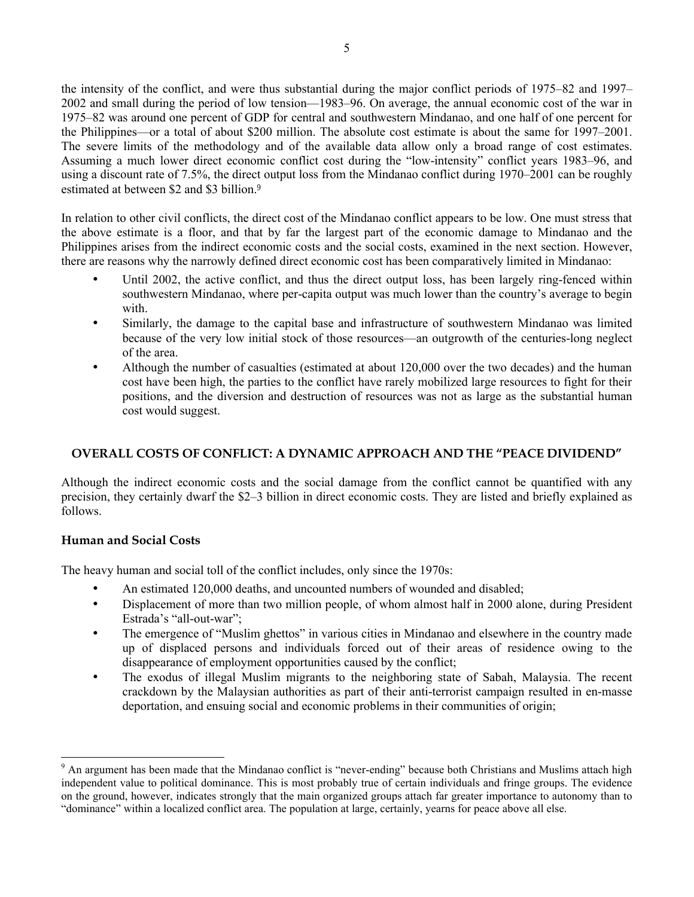the intensity of the conflict, and were thus substantial during the major conflict periods of 1975–82 and 1997–2002 and small during the period of low tension—1983–96. On average, the annual economic cost of the war in 1975–82 was around one percent of GDP for central and southwestern Mindanao, and one half of one percent for the Philippines—or a total of about $200 million. The absolute cost estimate is about the same for 1997–2001. The severe limits of the methodology and of the available data allow only a broad range of cost estimates. Assuming a much lower direct economic conflict cost during the "low-intensity" conflict years 1983–96, and using a discount rate of 7.5%, the direct output loss from the Mindanao conflict during 1970–2001 can be roughly estimated at between $2 and $3 billion.[9]

In relation to other civil conflicts, the direct cost of the Mindanao conflict appears to be low. One must stress that the above estimate is a floor, and that by far the largest part of the economic damage to Mindanao and the Philippines arises from the indirect economic costs and the social costs, examined in the next section. However, there are reasons why the narrowly defined direct economic cost has been comparatively limited in Mindanao:

- Until 2002, the active conflict, and thus the direct output loss, has been largely ring-fenced within southwestern Mindanao, where per-capita output was much lower than the country's average to begin with.
- Similarly, the damage to the capital base and infrastructure of southwestern Mindanao was limited because of the very low initial stock of those resources—an outgrowth of the centuries-long neglect of the area.
- Although the number of casualties (estimated at about 120,000 over the two decades) and the human cost have been high, the parties to the conflict have rarely mobilized large resources to fight for their positions, and the diversion and destruction of resources was not as large as the substantial human cost would suggest.

## OVERALL COSTS OF CONFLICT: A DYNAMIC APPROACH AND THE "PEACE DIVIDEND"

Although the indirect economic costs and the social damage from the conflict cannot be quantified with any precision, they certainly dwarf the $2–3 billion in direct economic costs. They are listed and briefly explained as follows.

### Human and Social Costs

The heavy human and social toll of the conflict includes, only since the 1970s:

- An estimated 120,000 deaths, and uncounted numbers of wounded and disabled;
- Displacement of more than two million people, of whom almost half in 2000 alone, during President Estrada's "all-out-war";
- The emergence of "Muslim ghettos" in various cities in Mindanao and elsewhere in the country made up of displaced persons and individuals forced out of their areas of residence owing to the disappearance of employment opportunities caused by the conflict;
- The exodus of illegal Muslim migrants to the neighboring state of Sabah, Malaysia. The recent crackdown by the Malaysian authorities as part of their anti-terrorist campaign resulted in en-masse deportation, and ensuing social and economic problems in their communities of origin;

[9] An argument has been made that the Mindanao conflict is "never-ending" because both Christians and Muslims attach high independent value to political dominance. This is most probably true of certain individuals and fringe groups. The evidence on the ground, however, indicates strongly that the main organized groups attach far greater importance to autonomy than to "dominance" within a localized conflict area. The population at large, certainly, yearns for peace above all else.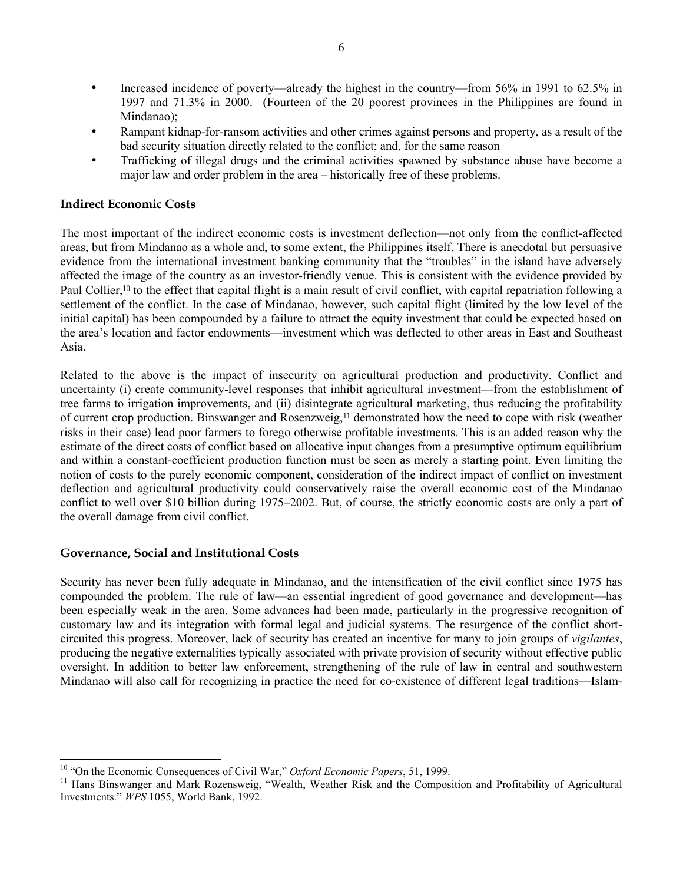- Increased incidence of poverty—already the highest in the country—from 56% in 1991 to 62.5% in 1997 and 71.3% in 2000. (Fourteen of the 20 poorest provinces in the Philippines are found in Mindanao);
- Rampant kidnap-for-ransom activities and other crimes against persons and property, as a result of the bad security situation directly related to the conflict; and, for the same reason
- Trafficking of illegal drugs and the criminal activities spawned by substance abuse have become a major law and order problem in the area – historically free of these problems.

### Indirect Economic Costs

The most important of the indirect economic costs is investment deflection—not only from the conflict-affected areas, but from Mindanao as a whole and, to some extent, the Philippines itself. There is anecdotal but persuasive evidence from the international investment banking community that the "troubles" in the island have adversely affected the image of the country as an investor-friendly venue. This is consistent with the evidence provided by Paul Collier,[10] to the effect that capital flight is a main result of civil conflict, with capital repatriation following a settlement of the conflict. In the case of Mindanao, however, such capital flight (limited by the low level of the initial capital) has been compounded by a failure to attract the equity investment that could be expected based on the area's location and factor endowments—investment which was deflected to other areas in East and Southeast Asia.

Related to the above is the impact of insecurity on agricultural production and productivity. Conflict and uncertainty (i) create community-level responses that inhibit agricultural investment—from the establishment of tree farms to irrigation improvements, and (ii) disintegrate agricultural marketing, thus reducing the profitability of current crop production. Binswanger and Rosenzweig,[11] demonstrated how the need to cope with risk (weather risks in their case) lead poor farmers to forego otherwise profitable investments. This is an added reason why the estimate of the direct costs of conflict based on allocative input changes from a presumptive optimum equilibrium and within a constant-coefficient production function must be seen as merely a starting point. Even limiting the notion of costs to the purely economic component, consideration of the indirect impact of conflict on investment deflection and agricultural productivity could conservatively raise the overall economic cost of the Mindanao conflict to well over \$10 billion during 1975–2002. But, of course, the strictly economic costs are only a part of the overall damage from civil conflict.

### Governance, Social and Institutional Costs

Security has never been fully adequate in Mindanao, and the intensification of the civil conflict since 1975 has compounded the problem. The rule of law—an essential ingredient of good governance and development—has been especially weak in the area. Some advances had been made, particularly in the progressive recognition of customary law and its integration with formal legal and judicial systems. The resurgence of the conflict short-circuited this progress. Moreover, lack of security has created an incentive for many to join groups of *vigilantes*, producing the negative externalities typically associated with private provision of security without effective public oversight. In addition to better law enforcement, strengthening of the rule of law in central and southwestern Mindanao will also call for recognizing in practice the need for co-existence of different legal traditions—Islam-

---

[10] "On the Economic Consequences of Civil War," *Oxford Economic Papers*, 51, 1999.

[11] Hans Binswanger and Mark Rozensweig, "Wealth, Weather Risk and the Composition and Profitability of Agricultural Investments." *WPS* 1055, World Bank, 1992.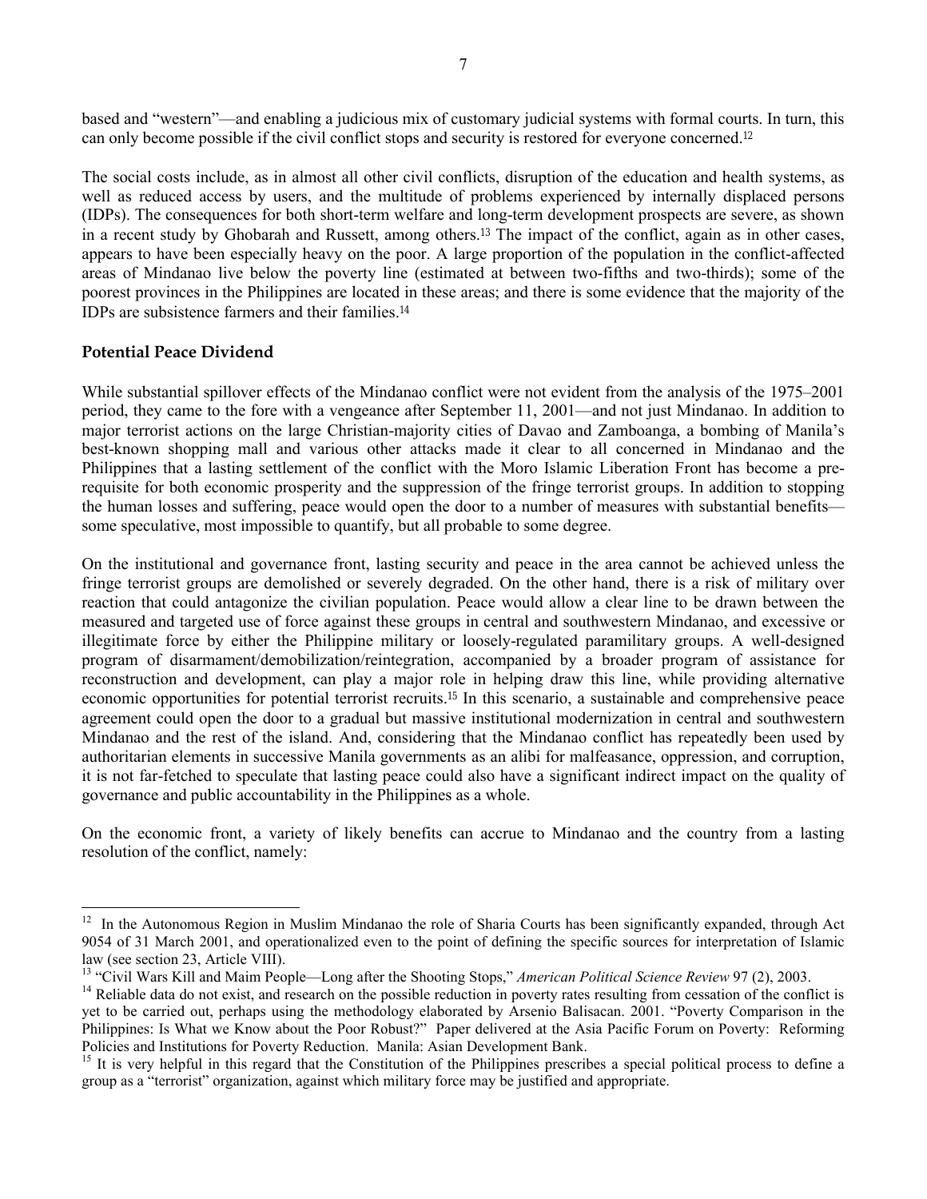based and "western"—and enabling a judicious mix of customary judicial systems with formal courts. In turn, this can only become possible if the civil conflict stops and security is restored for everyone concerned.[12]

The social costs include, as in almost all other civil conflicts, disruption of the education and health systems, as well as reduced access by users, and the multitude of problems experienced by internally displaced persons (IDPs). The consequences for both short-term welfare and long-term development prospects are severe, as shown in a recent study by Ghobarah and Russett, among others.[13] The impact of the conflict, again as in other cases, appears to have been especially heavy on the poor. A large proportion of the population in the conflict-affected areas of Mindanao live below the poverty line (estimated at between two-fifths and two-thirds); some of the poorest provinces in the Philippines are located in these areas; and there is some evidence that the majority of the IDPs are subsistence farmers and their families.[14]

### Potential Peace Dividend

While substantial spillover effects of the Mindanao conflict were not evident from the analysis of the 1975–2001 period, they came to the fore with a vengeance after September 11, 2001—and not just Mindanao. In addition to major terrorist actions on the large Christian-majority cities of Davao and Zamboanga, a bombing of Manila's best-known shopping mall and various other attacks made it clear to all concerned in Mindanao and the Philippines that a lasting settlement of the conflict with the Moro Islamic Liberation Front has become a pre-requisite for both economic prosperity and the suppression of the fringe terrorist groups. In addition to stopping the human losses and suffering, peace would open the door to a number of measures with substantial benefits—some speculative, most impossible to quantify, but all probable to some degree.

On the institutional and governance front, lasting security and peace in the area cannot be achieved unless the fringe terrorist groups are demolished or severely degraded. On the other hand, there is a risk of military over reaction that could antagonize the civilian population. Peace would allow a clear line to be drawn between the measured and targeted use of force against these groups in central and southwestern Mindanao, and excessive or illegitimate force by either the Philippine military or loosely-regulated paramilitary groups. A well-designed program of disarmament/demobilization/reintegration, accompanied by a broader program of assistance for reconstruction and development, can play a major role in helping draw this line, while providing alternative economic opportunities for potential terrorist recruits.[15] In this scenario, a sustainable and comprehensive peace agreement could open the door to a gradual but massive institutional modernization in central and southwestern Mindanao and the rest of the island. And, considering that the Mindanao conflict has repeatedly been used by authoritarian elements in successive Manila governments as an alibi for malfeasance, oppression, and corruption, it is not far-fetched to speculate that lasting peace could also have a significant indirect impact on the quality of governance and public accountability in the Philippines as a whole.

On the economic front, a variety of likely benefits can accrue to Mindanao and the country from a lasting resolution of the conflict, namely:

---

[12] In the Autonomous Region in Muslim Mindanao the role of Sharia Courts has been significantly expanded, through Act 9054 of 31 March 2001, and operationalized even to the point of defining the specific sources for interpretation of Islamic law (see section 23, Article VIII).

[13] "Civil Wars Kill and Maim People—Long after the Shooting Stops," *American Political Science Review* 97 (2), 2003.

[14] Reliable data do not exist, and research on the possible reduction in poverty rates resulting from cessation of the conflict is yet to be carried out, perhaps using the methodology elaborated by Arsenio Balisacan. 2001. "Poverty Comparison in the Philippines: Is What we Know about the Poor Robust?" Paper delivered at the Asia Pacific Forum on Poverty: Reforming Policies and Institutions for Poverty Reduction. Manila: Asian Development Bank.

[15] It is very helpful in this regard that the Constitution of the Philippines prescribes a special political process to define a group as a "terrorist" organization, against which military force may be justified and appropriate.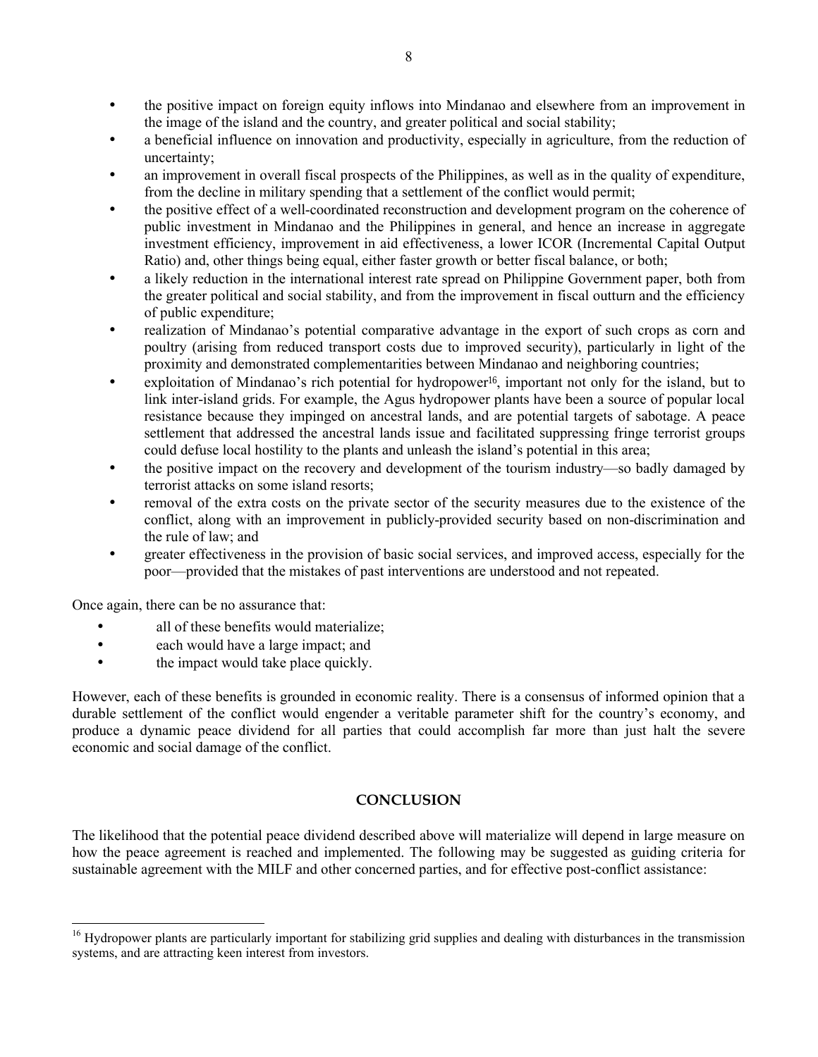- the positive impact on foreign equity inflows into Mindanao and elsewhere from an improvement in the image of the island and the country, and greater political and social stability;
- a beneficial influence on innovation and productivity, especially in agriculture, from the reduction of uncertainty;
- an improvement in overall fiscal prospects of the Philippines, as well as in the quality of expenditure, from the decline in military spending that a settlement of the conflict would permit;
- the positive effect of a well-coordinated reconstruction and development program on the coherence of public investment in Mindanao and the Philippines in general, and hence an increase in aggregate investment efficiency, improvement in aid effectiveness, a lower ICOR (Incremental Capital Output Ratio) and, other things being equal, either faster growth or better fiscal balance, or both;
- a likely reduction in the international interest rate spread on Philippine Government paper, both from the greater political and social stability, and from the improvement in fiscal outturn and the efficiency of public expenditure;
- realization of Mindanao's potential comparative advantage in the export of such crops as corn and poultry (arising from reduced transport costs due to improved security), particularly in light of the proximity and demonstrated complementarities between Mindanao and neighboring countries;
- exploitation of Mindanao's rich potential for hydropower[16], important not only for the island, but to link inter-island grids. For example, the Agus hydropower plants have been a source of popular local resistance because they impinged on ancestral lands, and are potential targets of sabotage. A peace settlement that addressed the ancestral lands issue and facilitated suppressing fringe terrorist groups could defuse local hostility to the plants and unleash the island's potential in this area;
- the positive impact on the recovery and development of the tourism industry—so badly damaged by terrorist attacks on some island resorts;
- removal of the extra costs on the private sector of the security measures due to the existence of the conflict, along with an improvement in publicly-provided security based on non-discrimination and the rule of law; and
- greater effectiveness in the provision of basic social services, and improved access, especially for the poor—provided that the mistakes of past interventions are understood and not repeated.

Once again, there can be no assurance that:

- all of these benefits would materialize;
- each would have a large impact; and
- the impact would take place quickly.

However, each of these benefits is grounded in economic reality. There is a consensus of informed opinion that a durable settlement of the conflict would engender a veritable parameter shift for the country's economy, and produce a dynamic peace dividend for all parties that could accomplish far more than just halt the severe economic and social damage of the conflict.

## CONCLUSION

The likelihood that the potential peace dividend described above will materialize will depend in large measure on how the peace agreement is reached and implemented. The following may be suggested as guiding criteria for sustainable agreement with the MILF and other concerned parties, and for effective post-conflict assistance:

[16] Hydropower plants are particularly important for stabilizing grid supplies and dealing with disturbances in the transmission systems, and are attracting keen interest from investors.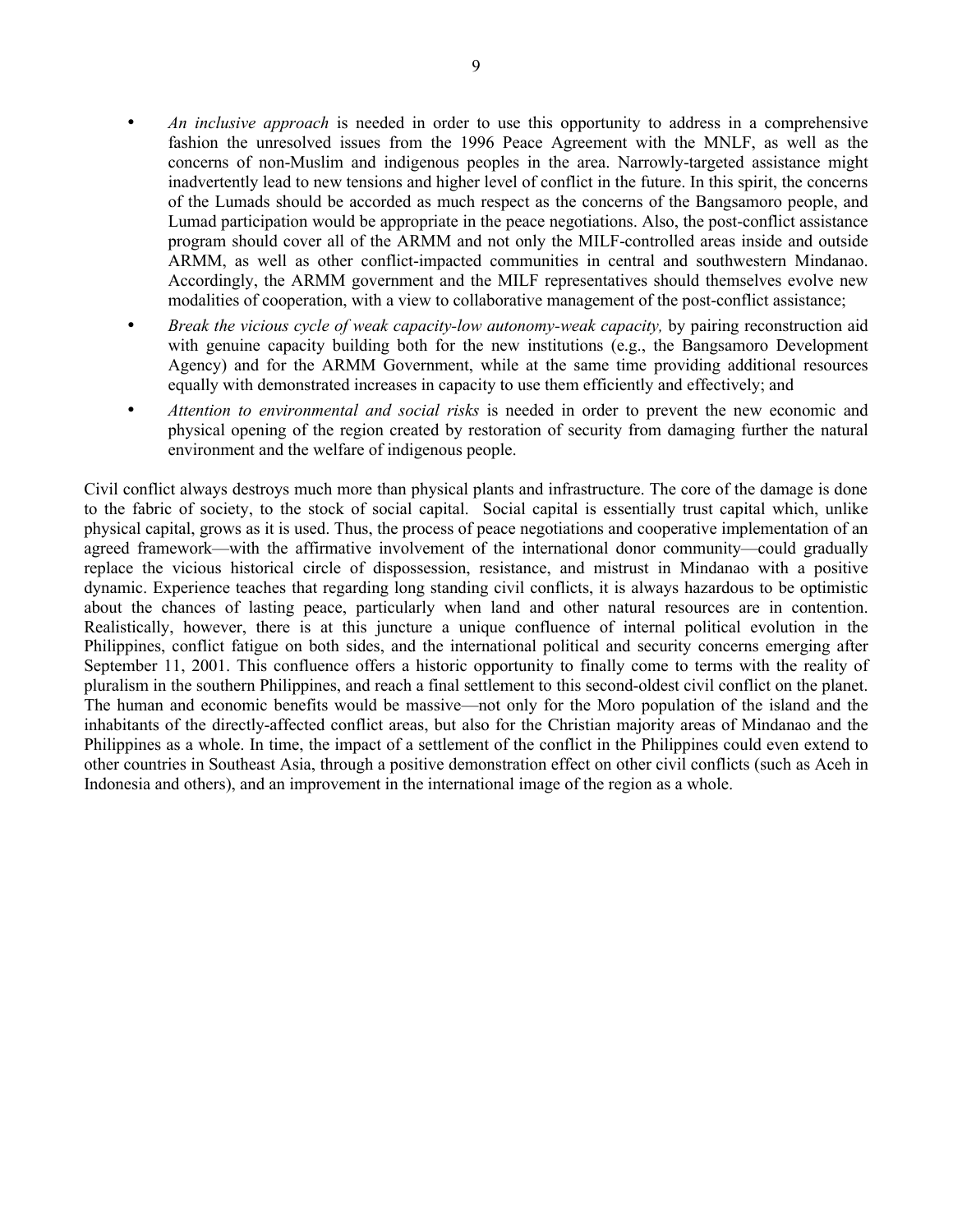- *An inclusive approach* is needed in order to use this opportunity to address in a comprehensive fashion the unresolved issues from the 1996 Peace Agreement with the MNLF, as well as the concerns of non-Muslim and indigenous peoples in the area. Narrowly-targeted assistance might inadvertently lead to new tensions and higher level of conflict in the future. In this spirit, the concerns of the Lumads should be accorded as much respect as the concerns of the Bangsamoro people, and Lumad participation would be appropriate in the peace negotiations. Also, the post-conflict assistance program should cover all of the ARMM and not only the MILF-controlled areas inside and outside ARMM, as well as other conflict-impacted communities in central and southwestern Mindanao. Accordingly, the ARMM government and the MILF representatives should themselves evolve new modalities of cooperation, with a view to collaborative management of the post-conflict assistance;
- *Break the vicious cycle of weak capacity-low autonomy-weak capacity,* by pairing reconstruction aid with genuine capacity building both for the new institutions (e.g., the Bangsamoro Development Agency) and for the ARMM Government, while at the same time providing additional resources equally with demonstrated increases in capacity to use them efficiently and effectively; and
- *Attention to environmental and social risks* is needed in order to prevent the new economic and physical opening of the region created by restoration of security from damaging further the natural environment and the welfare of indigenous people.

Civil conflict always destroys much more than physical plants and infrastructure. The core of the damage is done to the fabric of society, to the stock of social capital. Social capital is essentially trust capital which, unlike physical capital, grows as it is used. Thus, the process of peace negotiations and cooperative implementation of an agreed framework—with the affirmative involvement of the international donor community—could gradually replace the vicious historical circle of dispossession, resistance, and mistrust in Mindanao with a positive dynamic. Experience teaches that regarding long standing civil conflicts, it is always hazardous to be optimistic about the chances of lasting peace, particularly when land and other natural resources are in contention. Realistically, however, there is at this juncture a unique confluence of internal political evolution in the Philippines, conflict fatigue on both sides, and the international political and security concerns emerging after September 11, 2001. This confluence offers a historic opportunity to finally come to terms with the reality of pluralism in the southern Philippines, and reach a final settlement to this second-oldest civil conflict on the planet. The human and economic benefits would be massive—not only for the Moro population of the island and the inhabitants of the directly-affected conflict areas, but also for the Christian majority areas of Mindanao and the Philippines as a whole. In time, the impact of a settlement of the conflict in the Philippines could even extend to other countries in Southeast Asia, through a positive demonstration effect on other civil conflicts (such as Aceh in Indonesia and others), and an improvement in the international image of the region as a whole.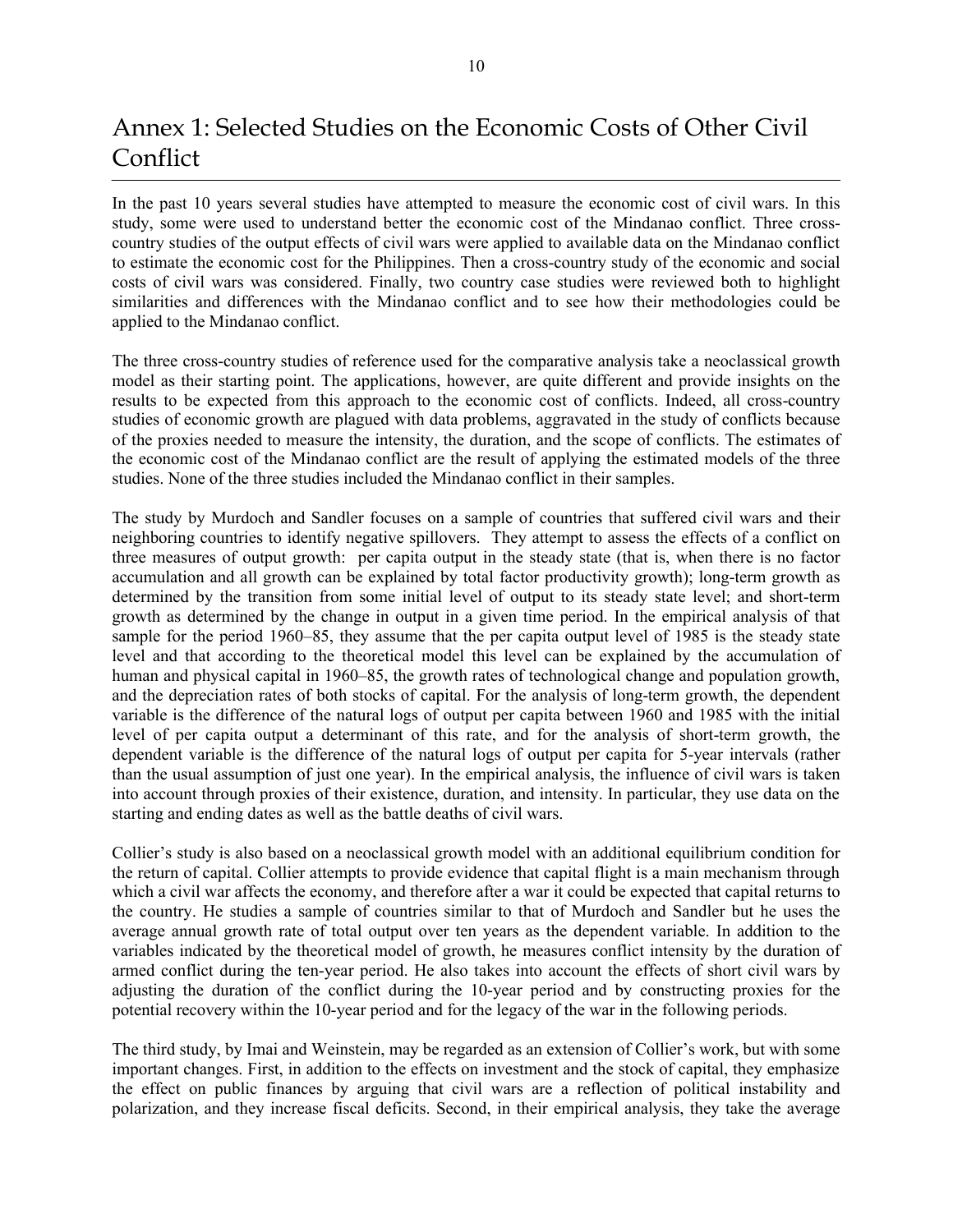# Annex 1: Selected Studies on the Economic Costs of Other Civil Conflict

In the past 10 years several studies have attempted to measure the economic cost of civil wars. In this study, some were used to understand better the economic cost of the Mindanao conflict. Three cross-country studies of the output effects of civil wars were applied to available data on the Mindanao conflict to estimate the economic cost for the Philippines. Then a cross-country study of the economic and social costs of civil wars was considered. Finally, two country case studies were reviewed both to highlight similarities and differences with the Mindanao conflict and to see how their methodologies could be applied to the Mindanao conflict.

The three cross-country studies of reference used for the comparative analysis take a neoclassical growth model as their starting point. The applications, however, are quite different and provide insights on the results to be expected from this approach to the economic cost of conflicts. Indeed, all cross-country studies of economic growth are plagued with data problems, aggravated in the study of conflicts because of the proxies needed to measure the intensity, the duration, and the scope of conflicts. The estimates of the economic cost of the Mindanao conflict are the result of applying the estimated models of the three studies. None of the three studies included the Mindanao conflict in their samples.

The study by Murdoch and Sandler focuses on a sample of countries that suffered civil wars and their neighboring countries to identify negative spillovers. They attempt to assess the effects of a conflict on three measures of output growth: per capita output in the steady state (that is, when there is no factor accumulation and all growth can be explained by total factor productivity growth); long-term growth as determined by the transition from some initial level of output to its steady state level; and short-term growth as determined by the change in output in a given time period. In the empirical analysis of that sample for the period 1960–85, they assume that the per capita output level of 1985 is the steady state level and that according to the theoretical model this level can be explained by the accumulation of human and physical capital in 1960–85, the growth rates of technological change and population growth, and the depreciation rates of both stocks of capital. For the analysis of long-term growth, the dependent variable is the difference of the natural logs of output per capita between 1960 and 1985 with the initial level of per capita output a determinant of this rate, and for the analysis of short-term growth, the dependent variable is the difference of the natural logs of output per capita for 5-year intervals (rather than the usual assumption of just one year). In the empirical analysis, the influence of civil wars is taken into account through proxies of their existence, duration, and intensity. In particular, they use data on the starting and ending dates as well as the battle deaths of civil wars.

Collier's study is also based on a neoclassical growth model with an additional equilibrium condition for the return of capital. Collier attempts to provide evidence that capital flight is a main mechanism through which a civil war affects the economy, and therefore after a war it could be expected that capital returns to the country. He studies a sample of countries similar to that of Murdoch and Sandler but he uses the average annual growth rate of total output over ten years as the dependent variable. In addition to the variables indicated by the theoretical model of growth, he measures conflict intensity by the duration of armed conflict during the ten-year period. He also takes into account the effects of short civil wars by adjusting the duration of the conflict during the 10-year period and by constructing proxies for the potential recovery within the 10-year period and for the legacy of the war in the following periods.

The third study, by Imai and Weinstein, may be regarded as an extension of Collier's work, but with some important changes. First, in addition to the effects on investment and the stock of capital, they emphasize the effect on public finances by arguing that civil wars are a reflection of political instability and polarization, and they increase fiscal deficits. Second, in their empirical analysis, they take the average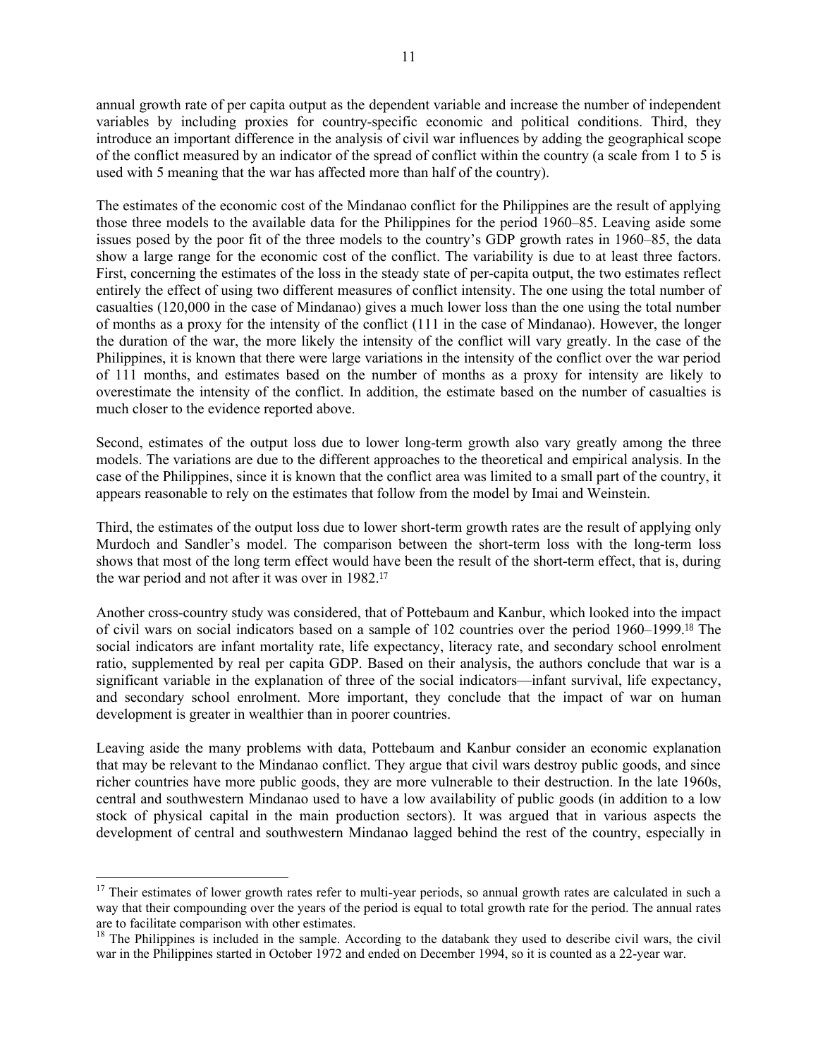annual growth rate of per capita output as the dependent variable and increase the number of independent variables by including proxies for country-specific economic and political conditions. Third, they introduce an important difference in the analysis of civil war influences by adding the geographical scope of the conflict measured by an indicator of the spread of conflict within the country (a scale from 1 to 5 is used with 5 meaning that the war has affected more than half of the country).

The estimates of the economic cost of the Mindanao conflict for the Philippines are the result of applying those three models to the available data for the Philippines for the period 1960–85. Leaving aside some issues posed by the poor fit of the three models to the country's GDP growth rates in 1960–85, the data show a large range for the economic cost of the conflict. The variability is due to at least three factors. First, concerning the estimates of the loss in the steady state of per-capita output, the two estimates reflect entirely the effect of using two different measures of conflict intensity. The one using the total number of casualties (120,000 in the case of Mindanao) gives a much lower loss than the one using the total number of months as a proxy for the intensity of the conflict (111 in the case of Mindanao). However, the longer the duration of the war, the more likely the intensity of the conflict will vary greatly. In the case of the Philippines, it is known that there were large variations in the intensity of the conflict over the war period of 111 months, and estimates based on the number of months as a proxy for intensity are likely to overestimate the intensity of the conflict. In addition, the estimate based on the number of casualties is much closer to the evidence reported above.

Second, estimates of the output loss due to lower long-term growth also vary greatly among the three models. The variations are due to the different approaches to the theoretical and empirical analysis. In the case of the Philippines, since it is known that the conflict area was limited to a small part of the country, it appears reasonable to rely on the estimates that follow from the model by Imai and Weinstein.

Third, the estimates of the output loss due to lower short-term growth rates are the result of applying only Murdoch and Sandler's model. The comparison between the short-term loss with the long-term loss shows that most of the long term effect would have been the result of the short-term effect, that is, during the war period and not after it was over in 1982.[17]

Another cross-country study was considered, that of Pottebaum and Kanbur, which looked into the impact of civil wars on social indicators based on a sample of 102 countries over the period 1960–1999.[18] The social indicators are infant mortality rate, life expectancy, literacy rate, and secondary school enrolment ratio, supplemented by real per capita GDP. Based on their analysis, the authors conclude that war is a significant variable in the explanation of three of the social indicators—infant survival, life expectancy, and secondary school enrolment. More important, they conclude that the impact of war on human development is greater in wealthier than in poorer countries.

Leaving aside the many problems with data, Pottebaum and Kanbur consider an economic explanation that may be relevant to the Mindanao conflict. They argue that civil wars destroy public goods, and since richer countries have more public goods, they are more vulnerable to their destruction. In the late 1960s, central and southwestern Mindanao used to have a low availability of public goods (in addition to a low stock of physical capital in the main production sectors). It was argued that in various aspects the development of central and southwestern Mindanao lagged behind the rest of the country, especially in

---

[17] Their estimates of lower growth rates refer to multi-year periods, so annual growth rates are calculated in such a way that their compounding over the years of the period is equal to total growth rate for the period. The annual rates are to facilitate comparison with other estimates.

[18] The Philippines is included in the sample. According to the databank they used to describe civil wars, the civil war in the Philippines started in October 1972 and ended on December 1994, so it is counted as a 22-year war.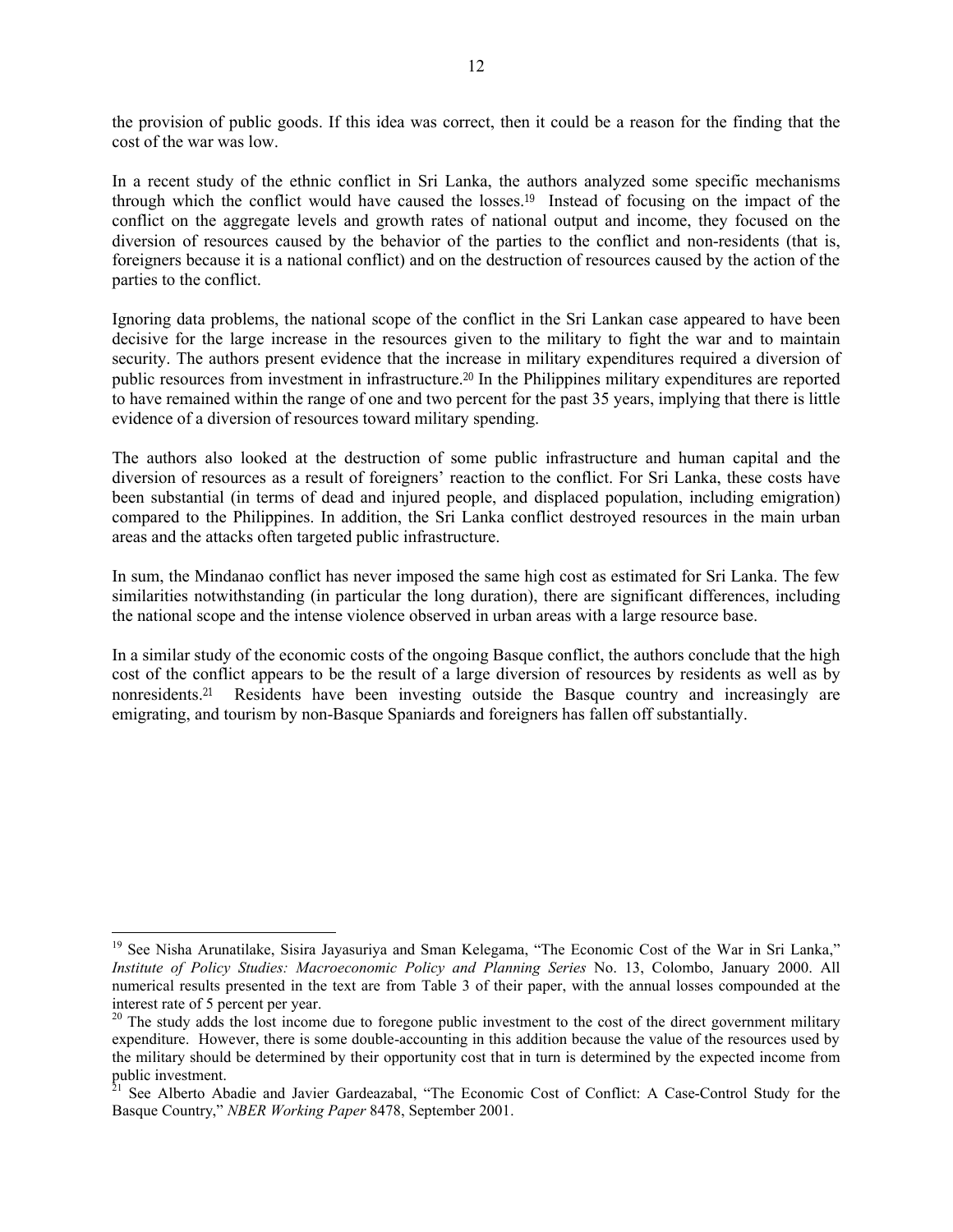the provision of public goods. If this idea was correct, then it could be a reason for the finding that the cost of the war was low.

In a recent study of the ethnic conflict in Sri Lanka, the authors analyzed some specific mechanisms through which the conflict would have caused the losses.[19] Instead of focusing on the impact of the conflict on the aggregate levels and growth rates of national output and income, they focused on the diversion of resources caused by the behavior of the parties to the conflict and non-residents (that is, foreigners because it is a national conflict) and on the destruction of resources caused by the action of the parties to the conflict.

Ignoring data problems, the national scope of the conflict in the Sri Lankan case appeared to have been decisive for the large increase in the resources given to the military to fight the war and to maintain security. The authors present evidence that the increase in military expenditures required a diversion of public resources from investment in infrastructure.[20] In the Philippines military expenditures are reported to have remained within the range of one and two percent for the past 35 years, implying that there is little evidence of a diversion of resources toward military spending.

The authors also looked at the destruction of some public infrastructure and human capital and the diversion of resources as a result of foreigners' reaction to the conflict. For Sri Lanka, these costs have been substantial (in terms of dead and injured people, and displaced population, including emigration) compared to the Philippines. In addition, the Sri Lanka conflict destroyed resources in the main urban areas and the attacks often targeted public infrastructure.

In sum, the Mindanao conflict has never imposed the same high cost as estimated for Sri Lanka. The few similarities notwithstanding (in particular the long duration), there are significant differences, including the national scope and the intense violence observed in urban areas with a large resource base.

In a similar study of the economic costs of the ongoing Basque conflict, the authors conclude that the high cost of the conflict appears to be the result of a large diversion of resources by residents as well as by nonresidents.[21] Residents have been investing outside the Basque country and increasingly are emigrating, and tourism by non-Basque Spaniards and foreigners has fallen off substantially.

---

[19] See Nisha Arunatilake, Sisira Jayasuriya and Sman Kelegama, "The Economic Cost of the War in Sri Lanka," *Institute of Policy Studies: Macroeconomic Policy and Planning Series* No. 13, Colombo, January 2000. All numerical results presented in the text are from Table 3 of their paper, with the annual losses compounded at the interest rate of 5 percent per year.

[20] The study adds the lost income due to foregone public investment to the cost of the direct government military expenditure. However, there is some double-accounting in this addition because the value of the resources used by the military should be determined by their opportunity cost that in turn is determined by the expected income from public investment.

[21] See Alberto Abadie and Javier Gardeazabal, "The Economic Cost of Conflict: A Case-Control Study for the Basque Country," *NBER Working Paper* 8478, September 2001.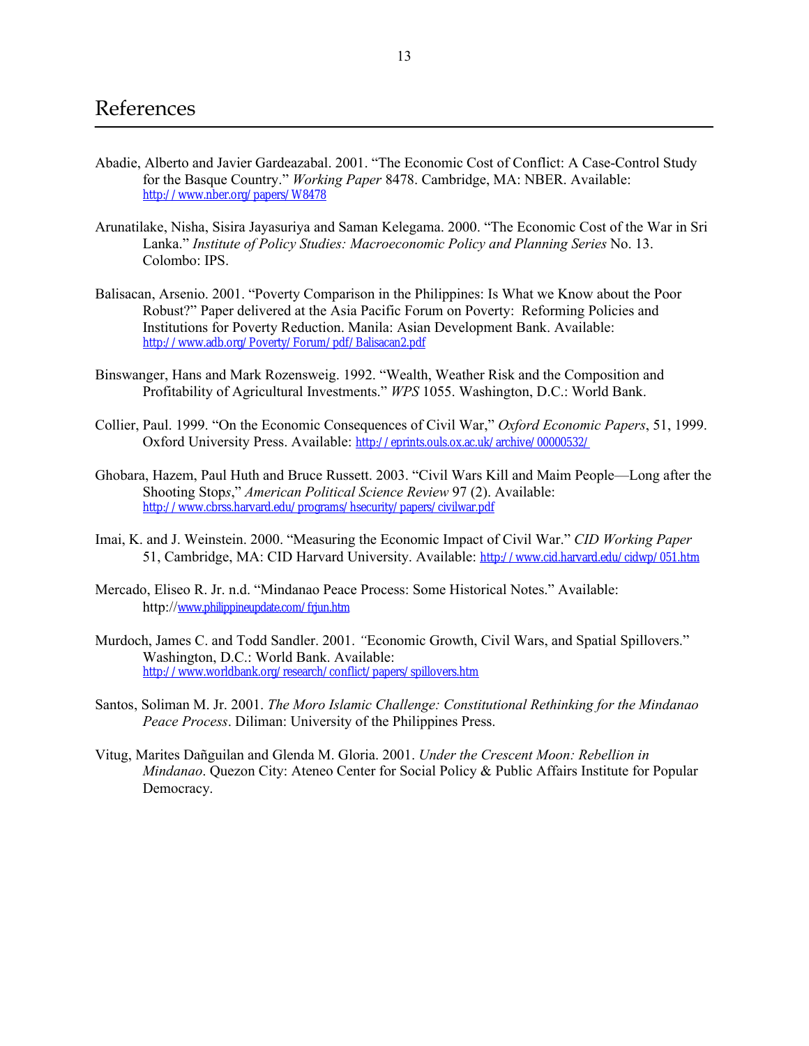# References

Abadie, Alberto and Javier Gardeazabal. 2001. "The Economic Cost of Conflict: A Case-Control Study for the Basque Country." *Working Paper* 8478. Cambridge, MA: NBER. Available: http://www.nber.org/papers/W8478

Arunatilake, Nisha, Sisira Jayasuriya and Saman Kelegama. 2000. "The Economic Cost of the War in Sri Lanka." *Institute of Policy Studies: Macroeconomic Policy and Planning Series* No. 13. Colombo: IPS.

Balisacan, Arsenio. 2001. "Poverty Comparison in the Philippines: Is What we Know about the Poor Robust?" Paper delivered at the Asia Pacific Forum on Poverty: Reforming Policies and Institutions for Poverty Reduction. Manila: Asian Development Bank. Available: http://www.adb.org/Poverty/Forum/pdf/Balisacan2.pdf

Binswanger, Hans and Mark Rozensweig. 1992. "Wealth, Weather Risk and the Composition and Profitability of Agricultural Investments." *WPS* 1055. Washington, D.C.: World Bank.

Collier, Paul. 1999. "On the Economic Consequences of Civil War," *Oxford Economic Papers*, 51, 1999. Oxford University Press. Available: http://eprints.ouls.ox.ac.uk/archive/00000532/

Ghobara, Hazem, Paul Huth and Bruce Russett. 2003. "Civil Wars Kill and Maim People—Long after the Shooting Stops," *American Political Science Review* 97 (2). Available: http://www.cbrss.harvard.edu/programs/hsecurity/papers/civilwar.pdf

Imai, K. and J. Weinstein. 2000. "Measuring the Economic Impact of Civil War." *CID Working Paper* 51, Cambridge, MA: CID Harvard University. Available: http://www.cid.harvard.edu/cidwp/051.htm

Mercado, Eliseo R. Jr. n.d. "Mindanao Peace Process: Some Historical Notes." Available: http://www.philippineupdate.com/frjun.htm

Murdoch, James C. and Todd Sandler. 2001. "Economic Growth, Civil Wars, and Spatial Spillovers." Washington, D.C.: World Bank. Available: http://www.worldbank.org/research/conflict/papers/spillovers.htm

Santos, Soliman M. Jr. 2001. *The Moro Islamic Challenge: Constitutional Rethinking for the Mindanao Peace Process*. Diliman: University of the Philippines Press.

Vitug, Marites Dañguilan and Glenda M. Gloria. 2001. *Under the Crescent Moon: Rebellion in Mindanao*. Quezon City: Ateneo Center for Social Policy & Public Affairs Institute for Popular Democracy.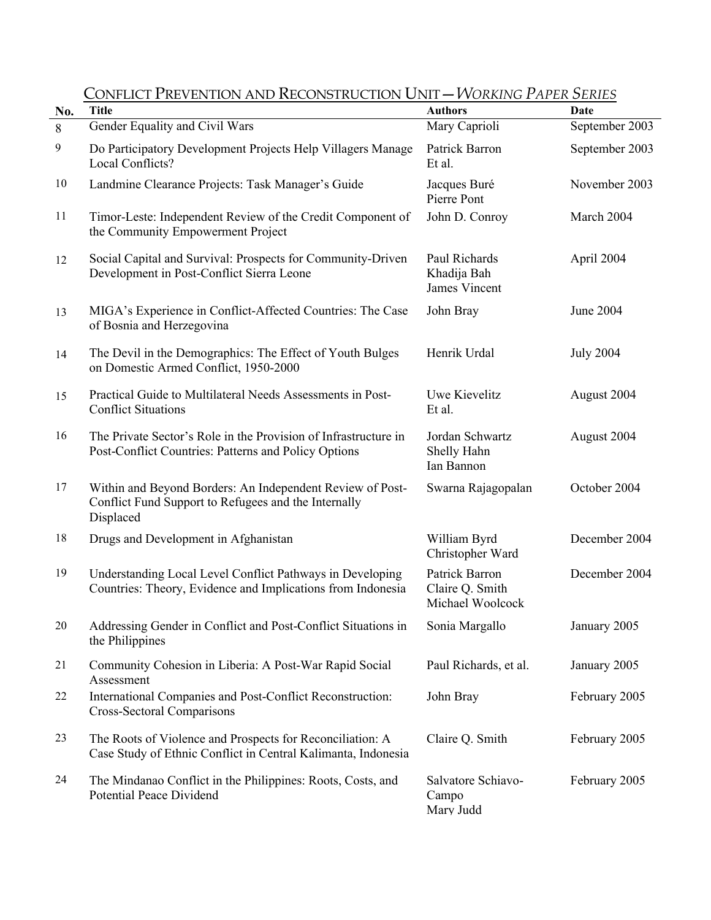## Conflict Prevention and Reconstruction Unit—*Working Paper Series*

| No. | Title | Authors | Date |
|---|---|---|---|
| 8 | Gender Equality and Civil Wars | Mary Caprioli | September 2003 |
| 9 | Do Participatory Development Projects Help Villagers Manage Local Conflicts? | Patrick Barron Et al. | September 2003 |
| 10 | Landmine Clearance Projects: Task Manager's Guide | Jacques Buré Pierre Pont | November 2003 |
| 11 | Timor-Leste: Independent Review of the Credit Component of the Community Empowerment Project | John D. Conroy | March 2004 |
| 12 | Social Capital and Survival: Prospects for Community-Driven Development in Post-Conflict Sierra Leone | Paul Richards Khadija Bah James Vincent | April 2004 |
| 13 | MIGA's Experience in Conflict-Affected Countries: The Case of Bosnia and Herzegovina | John Bray | June 2004 |
| 14 | The Devil in the Demographics: The Effect of Youth Bulges on Domestic Armed Conflict, 1950-2000 | Henrik Urdal | July 2004 |
| 15 | Practical Guide to Multilateral Needs Assessments in Post-Conflict Situations | Uwe Kievelitz Et al. | August 2004 |
| 16 | The Private Sector's Role in the Provision of Infrastructure in Post-Conflict Countries: Patterns and Policy Options | Jordan Schwartz Shelly Hahn Ian Bannon | August 2004 |
| 17 | Within and Beyond Borders: An Independent Review of Post-Conflict Fund Support to Refugees and the Internally Displaced | Swarna Rajagopalan | October 2004 |
| 18 | Drugs and Development in Afghanistan | William Byrd Christopher Ward | December 2004 |
| 19 | Understanding Local Level Conflict Pathways in Developing Countries: Theory, Evidence and Implications from Indonesia | Patrick Barron Claire Q. Smith Michael Woolcock | December 2004 |
| 20 | Addressing Gender in Conflict and Post-Conflict Situations in the Philippines | Sonia Margallo | January 2005 |
| 21 | Community Cohesion in Liberia: A Post-War Rapid Social Assessment | Paul Richards, et al. | January 2005 |
| 22 | International Companies and Post-Conflict Reconstruction: Cross-Sectoral Comparisons | John Bray | February 2005 |
| 23 | The Roots of Violence and Prospects for Reconciliation: A Case Study of Ethnic Conflict in Central Kalimanta, Indonesia | Claire Q. Smith | February 2005 |
| 24 | The Mindanao Conflict in the Philippines: Roots, Costs, and Potential Peace Dividend | Salvatore Schiavo-Campo Mary Judd | February 2005 |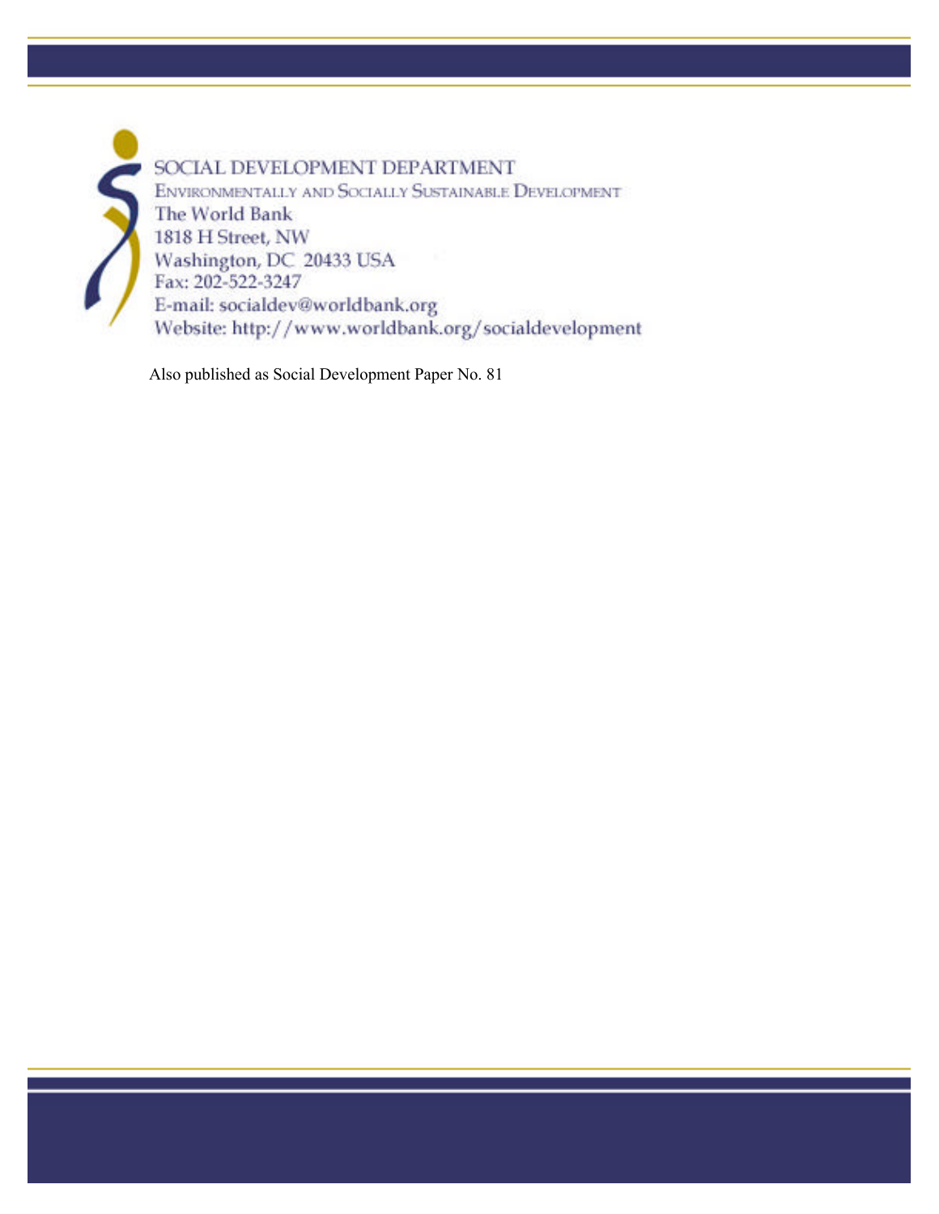SOCIAL DEVELOPMENT DEPARTMENT

ENVIRONMENTALLY AND SOCIALLY SUSTAINABLE DEVELOPMENT

The World Bank

1818 H Street, NW

Washington, DC 20433 USA

Fax: 202-522-3247

E-mail: socialdev@worldbank.org

Website: http://www.worldbank.org/socialdevelopment

Also published as Social Development Paper No. 81